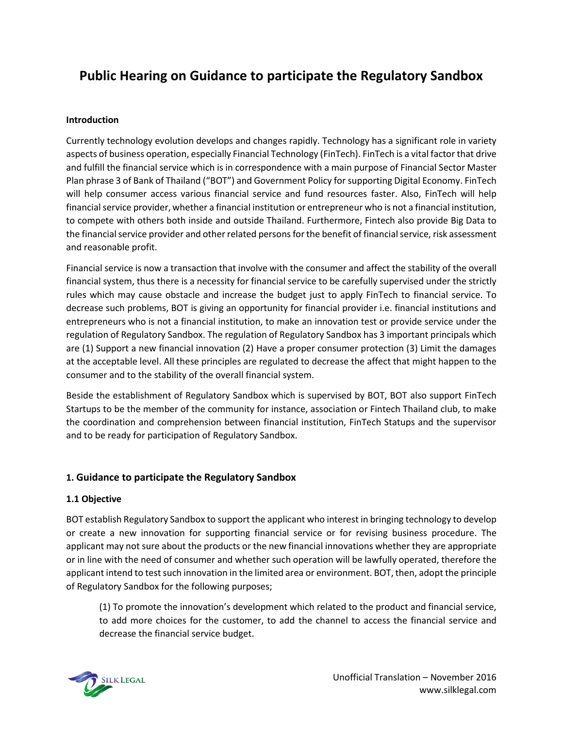# Public Hearing on Guidance to participate the Regulatory Sandbox

**Introduction**

Currently technology evolution develops and changes rapidly. Technology has a significant role in variety aspects of business operation, especially Financial Technology (FinTech). FinTech is a vital factor that drive and fulfill the financial service which is in correspondence with a main purpose of Financial Sector Master Plan phrase 3 of Bank of Thailand ("BOT") and Government Policy for supporting Digital Economy. FinTech will help consumer access various financial service and fund resources faster. Also, FinTech will help financial service provider, whether a financial institution or entrepreneur who is not a financial institution, to compete with others both inside and outside Thailand. Furthermore, Fintech also provide Big Data to the financial service provider and other related persons for the benefit of financial service, risk assessment and reasonable profit.

Financial service is now a transaction that involve with the consumer and affect the stability of the overall financial system, thus there is a necessity for financial service to be carefully supervised under the strictly rules which may cause obstacle and increase the budget just to apply FinTech to financial service. To decrease such problems, BOT is giving an opportunity for financial provider i.e. financial institutions and entrepreneurs who is not a financial institution, to make an innovation test or provide service under the regulation of Regulatory Sandbox. The regulation of Regulatory Sandbox has 3 important principals which are (1) Support a new financial innovation (2) Have a proper consumer protection (3) Limit the damages at the acceptable level. All these principles are regulated to decrease the affect that might happen to the consumer and to the stability of the overall financial system.

Beside the establishment of Regulatory Sandbox which is supervised by BOT, BOT also support FinTech Startups to be the member of the community for instance, association or Fintech Thailand club, to make the coordination and comprehension between financial institution, FinTech Statups and the supervisor and to be ready for participation of Regulatory Sandbox.

## 1. Guidance to participate the Regulatory Sandbox

### 1.1 Objective

BOT establish Regulatory Sandbox to support the applicant who interest in bringing technology to develop or create a new innovation for supporting financial service or for revising business procedure. The applicant may not sure about the products or the new financial innovations whether they are appropriate or in line with the need of consumer and whether such operation will be lawfully operated, therefore the applicant intend to test such innovation in the limited area or environment. BOT, then, adopt the principle of Regulatory Sandbox for the following purposes;

(1) To promote the innovation's development which related to the product and financial service, to add more choices for the customer, to add the channel to access the financial service and decrease the financial service budget.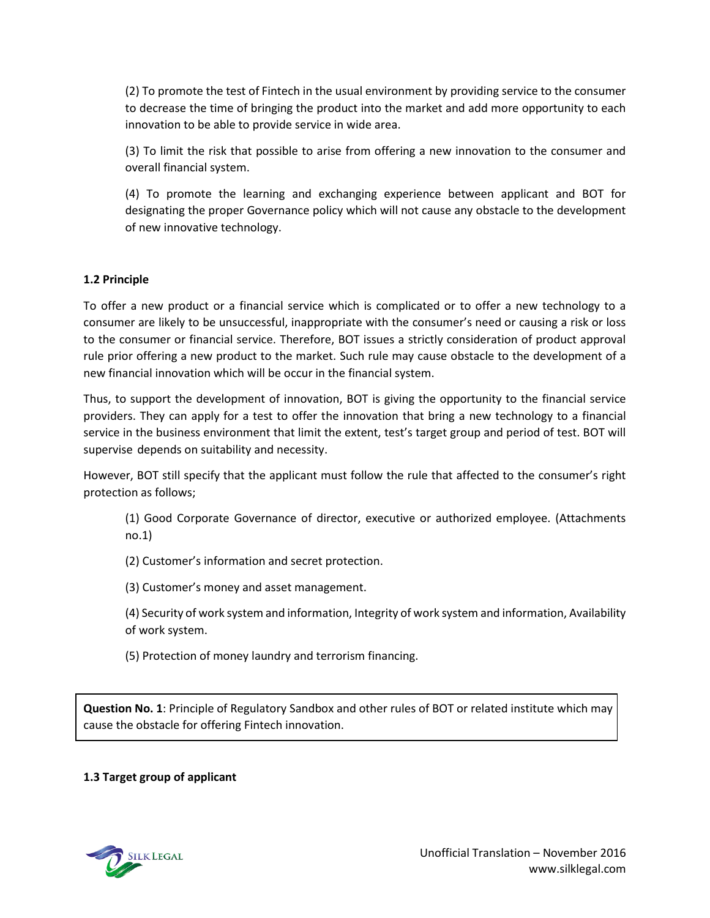(2) To promote the test of Fintech in the usual environment by providing service to the consumer to decrease the time of bringing the product into the market and add more opportunity to each innovation to be able to provide service in wide area.

(3) To limit the risk that possible to arise from offering a new innovation to the consumer and overall financial system.

(4) To promote the learning and exchanging experience between applicant and BOT for designating the proper Governance policy which will not cause any obstacle to the development of new innovative technology.

**1.2 Principle**

To offer a new product or a financial service which is complicated or to offer a new technology to a consumer are likely to be unsuccessful, inappropriate with the consumer's need or causing a risk or loss to the consumer or financial service. Therefore, BOT issues a strictly consideration of product approval rule prior offering a new product to the market. Such rule may cause obstacle to the development of a new financial innovation which will be occur in the financial system.

Thus, to support the development of innovation, BOT is giving the opportunity to the financial service providers. They can apply for a test to offer the innovation that bring a new technology to a financial service in the business environment that limit the extent, test's target group and period of test. BOT will supervise depends on suitability and necessity.

However, BOT still specify that the applicant must follow the rule that affected to the consumer's right protection as follows;

(1) Good Corporate Governance of director, executive or authorized employee. (Attachments no.1)

(2) Customer's information and secret protection.

(3) Customer's money and asset management.

(4) Security of work system and information, Integrity of work system and information, Availability of work system.

(5) Protection of money laundry and terrorism financing.

**Question No. 1**: Principle of Regulatory Sandbox and other rules of BOT or related institute which may cause the obstacle for offering Fintech innovation.

**1.3 Target group of applicant**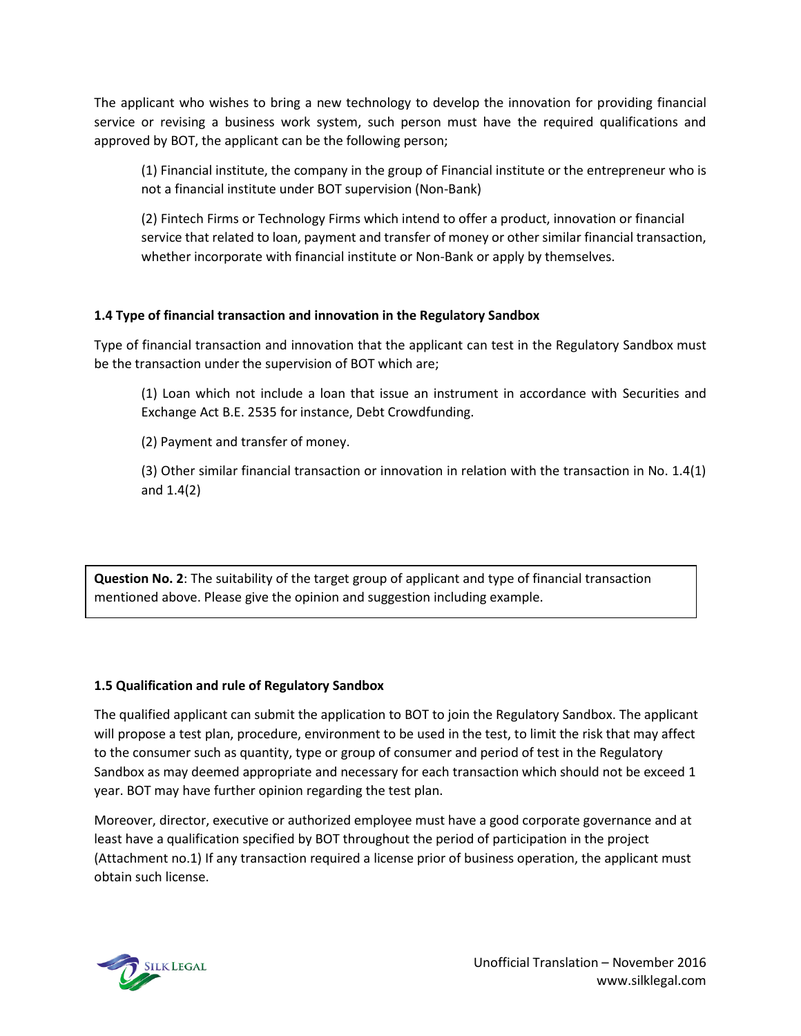The applicant who wishes to bring a new technology to develop the innovation for providing financial service or revising a business work system, such person must have the required qualifications and approved by BOT, the applicant can be the following person;

(1) Financial institute, the company in the group of Financial institute or the entrepreneur who is not a financial institute under BOT supervision (Non-Bank)

(2) Fintech Firms or Technology Firms which intend to offer a product, innovation or financial service that related to loan, payment and transfer of money or other similar financial transaction, whether incorporate with financial institute or Non-Bank or apply by themselves.

### 1.4 Type of financial transaction and innovation in the Regulatory Sandbox

Type of financial transaction and innovation that the applicant can test in the Regulatory Sandbox must be the transaction under the supervision of BOT which are;

(1) Loan which not include a loan that issue an instrument in accordance with Securities and Exchange Act B.E. 2535 for instance, Debt Crowdfunding.

(2) Payment and transfer of money.

(3) Other similar financial transaction or innovation in relation with the transaction in No. 1.4(1) and 1.4(2)

> **Question No. 2**: The suitability of the target group of applicant and type of financial transaction mentioned above. Please give the opinion and suggestion including example.

### 1.5 Qualification and rule of Regulatory Sandbox

The qualified applicant can submit the application to BOT to join the Regulatory Sandbox. The applicant will propose a test plan, procedure, environment to be used in the test, to limit the risk that may affect to the consumer such as quantity, type or group of consumer and period of test in the Regulatory Sandbox as may deemed appropriate and necessary for each transaction which should not be exceed 1 year. BOT may have further opinion regarding the test plan.

Moreover, director, executive or authorized employee must have a good corporate governance and at least have a qualification specified by BOT throughout the period of participation in the project (Attachment no.1) If any transaction required a license prior of business operation, the applicant must obtain such license.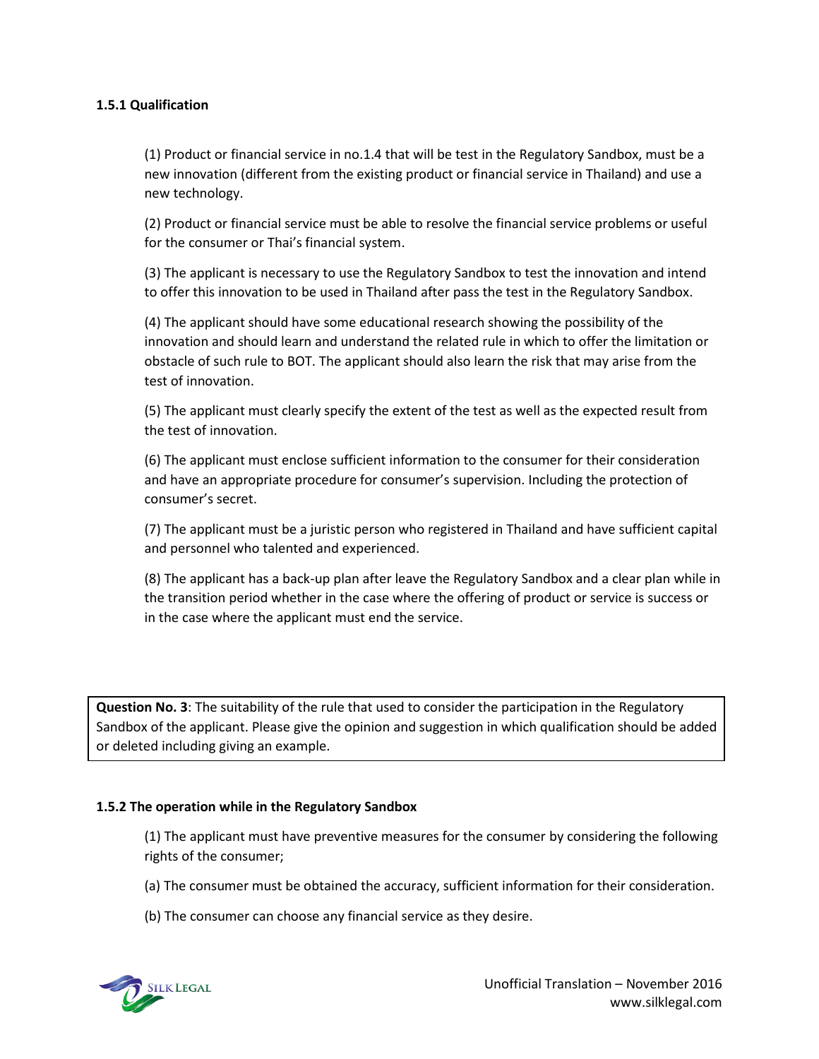### 1.5.1 Qualification

(1) Product or financial service in no.1.4 that will be test in the Regulatory Sandbox, must be a new innovation (different from the existing product or financial service in Thailand) and use a new technology.

(2) Product or financial service must be able to resolve the financial service problems or useful for the consumer or Thai's financial system.

(3) The applicant is necessary to use the Regulatory Sandbox to test the innovation and intend to offer this innovation to be used in Thailand after pass the test in the Regulatory Sandbox.

(4) The applicant should have some educational research showing the possibility of the innovation and should learn and understand the related rule in which to offer the limitation or obstacle of such rule to BOT. The applicant should also learn the risk that may arise from the test of innovation.

(5) The applicant must clearly specify the extent of the test as well as the expected result from the test of innovation.

(6) The applicant must enclose sufficient information to the consumer for their consideration and have an appropriate procedure for consumer's supervision. Including the protection of consumer's secret.

(7) The applicant must be a juristic person who registered in Thailand and have sufficient capital and personnel who talented and experienced.

(8) The applicant has a back-up plan after leave the Regulatory Sandbox and a clear plan while in the transition period whether in the case where the offering of product or service is success or in the case where the applicant must end the service.

> **Question No. 3**: The suitability of the rule that used to consider the participation in the Regulatory Sandbox of the applicant. Please give the opinion and suggestion in which qualification should be added or deleted including giving an example.

### 1.5.2 The operation while in the Regulatory Sandbox

(1) The applicant must have preventive measures for the consumer by considering the following rights of the consumer;

(a) The consumer must be obtained the accuracy, sufficient information for their consideration.

(b) The consumer can choose any financial service as they desire.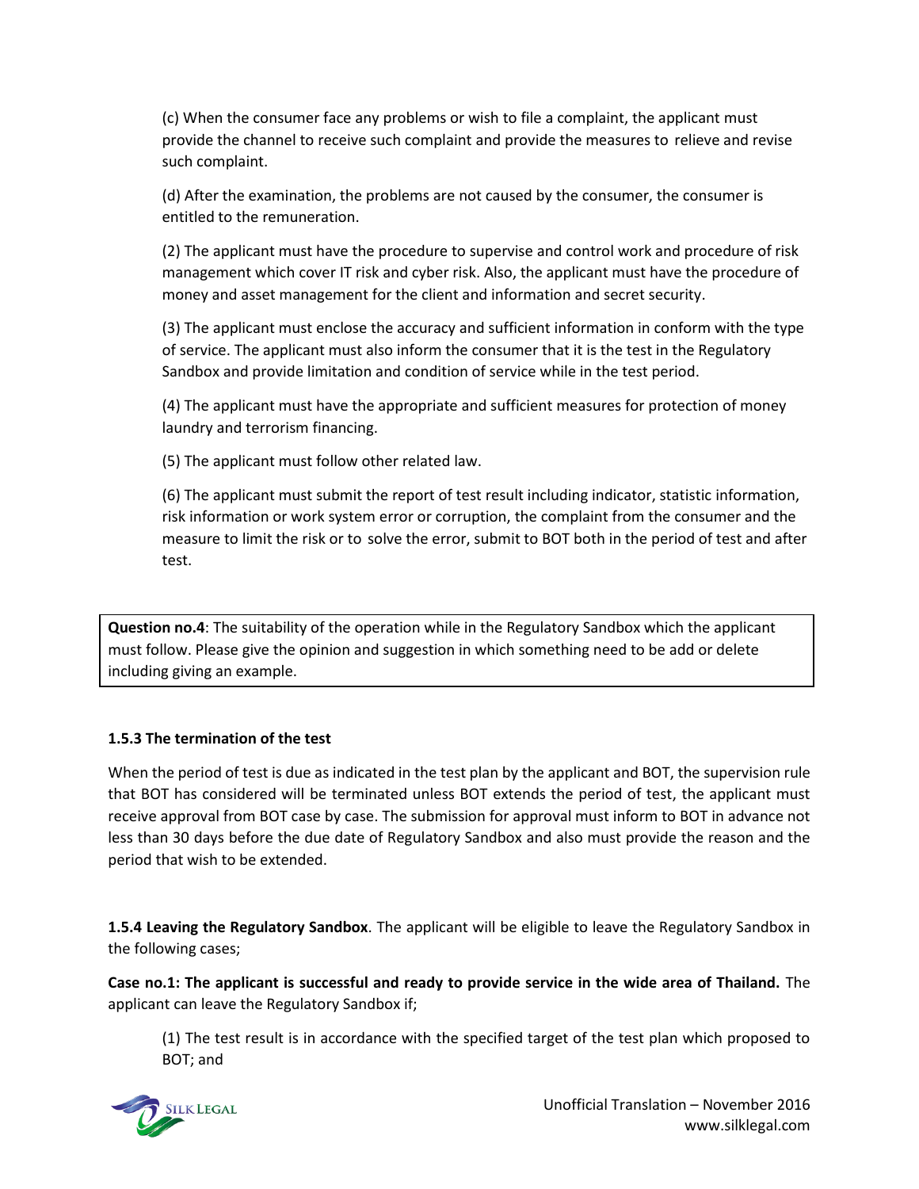(c) When the consumer face any problems or wish to file a complaint, the applicant must provide the channel to receive such complaint and provide the measures to relieve and revise such complaint.

(d) After the examination, the problems are not caused by the consumer, the consumer is entitled to the remuneration.

(2) The applicant must have the procedure to supervise and control work and procedure of risk management which cover IT risk and cyber risk. Also, the applicant must have the procedure of money and asset management for the client and information and secret security.

(3) The applicant must enclose the accuracy and sufficient information in conform with the type of service. The applicant must also inform the consumer that it is the test in the Regulatory Sandbox and provide limitation and condition of service while in the test period.

(4) The applicant must have the appropriate and sufficient measures for protection of money laundry and terrorism financing.

(5) The applicant must follow other related law.

(6) The applicant must submit the report of test result including indicator, statistic information, risk information or work system error or corruption, the complaint from the consumer and the measure to limit the risk or to solve the error, submit to BOT both in the period of test and after test.

> **Question no.4**: The suitability of the operation while in the Regulatory Sandbox which the applicant must follow. Please give the opinion and suggestion in which something need to be add or delete including giving an example.

### 1.5.3 The termination of the test

When the period of test is due as indicated in the test plan by the applicant and BOT, the supervision rule that BOT has considered will be terminated unless BOT extends the period of test, the applicant must receive approval from BOT case by case. The submission for approval must inform to BOT in advance not less than 30 days before the due date of Regulatory Sandbox and also must provide the reason and the period that wish to be extended.

**1.5.4 Leaving the Regulatory Sandbox**. The applicant will be eligible to leave the Regulatory Sandbox in the following cases;

**Case no.1: The applicant is successful and ready to provide service in the wide area of Thailand.** The applicant can leave the Regulatory Sandbox if;

(1) The test result is in accordance with the specified target of the test plan which proposed to BOT; and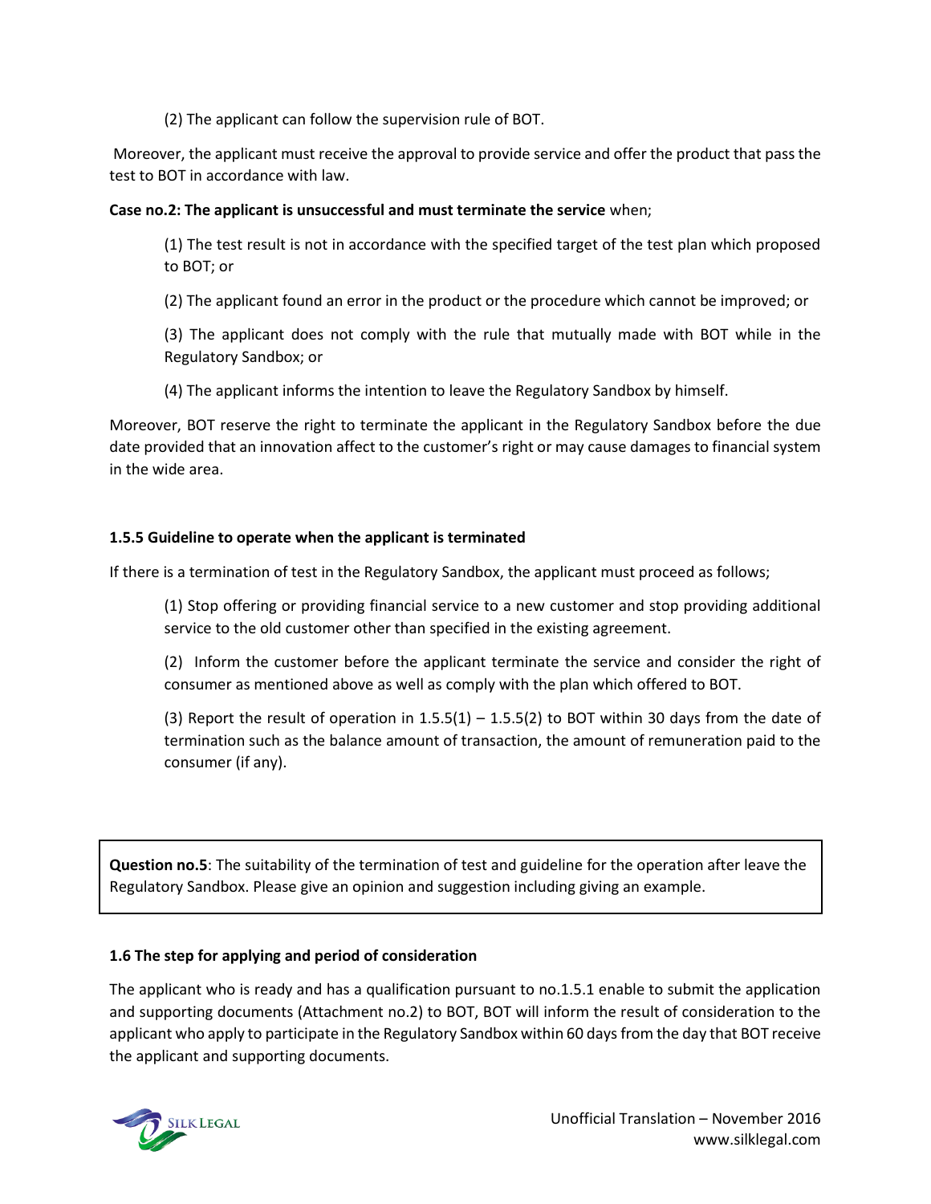(2) The applicant can follow the supervision rule of BOT.

Moreover, the applicant must receive the approval to provide service and offer the product that pass the test to BOT in accordance with law.

**Case no.2: The applicant is unsuccessful and must terminate the service** when;

(1) The test result is not in accordance with the specified target of the test plan which proposed to BOT; or

(2) The applicant found an error in the product or the procedure which cannot be improved; or

(3) The applicant does not comply with the rule that mutually made with BOT while in the Regulatory Sandbox; or

(4) The applicant informs the intention to leave the Regulatory Sandbox by himself.

Moreover, BOT reserve the right to terminate the applicant in the Regulatory Sandbox before the due date provided that an innovation affect to the customer's right or may cause damages to financial system in the wide area.

### 1.5.5 Guideline to operate when the applicant is terminated

If there is a termination of test in the Regulatory Sandbox, the applicant must proceed as follows;

(1) Stop offering or providing financial service to a new customer and stop providing additional service to the old customer other than specified in the existing agreement.

(2) Inform the customer before the applicant terminate the service and consider the right of consumer as mentioned above as well as comply with the plan which offered to BOT.

(3) Report the result of operation in 1.5.5(1) – 1.5.5(2) to BOT within 30 days from the date of termination such as the balance amount of transaction, the amount of remuneration paid to the consumer (if any).

**Question no.5**: The suitability of the termination of test and guideline for the operation after leave the Regulatory Sandbox. Please give an opinion and suggestion including giving an example.

### 1.6 The step for applying and period of consideration

The applicant who is ready and has a qualification pursuant to no.1.5.1 enable to submit the application and supporting documents (Attachment no.2) to BOT, BOT will inform the result of consideration to the applicant who apply to participate in the Regulatory Sandbox within 60 days from the day that BOT receive the applicant and supporting documents.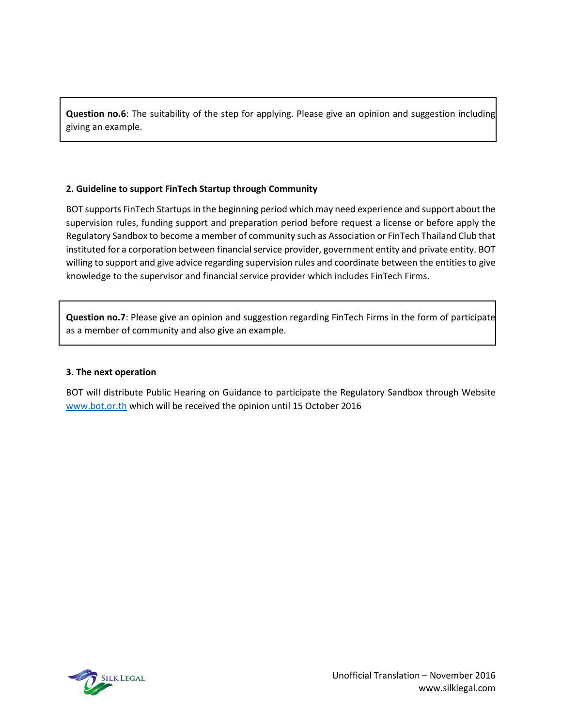**Question no.6**: The suitability of the step for applying. Please give an opinion and suggestion including giving an example.

**2. Guideline to support FinTech Startup through Community**

BOT supports FinTech Startups in the beginning period which may need experience and support about the supervision rules, funding support and preparation period before request a license or before apply the Regulatory Sandbox to become a member of community such as Association or FinTech Thailand Club that instituted for a corporation between financial service provider, government entity and private entity. BOT willing to support and give advice regarding supervision rules and coordinate between the entities to give knowledge to the supervisor and financial service provider which includes FinTech Firms.

**Question no.7**: Please give an opinion and suggestion regarding FinTech Firms in the form of participate as a member of community and also give an example.

**3. The next operation**

BOT will distribute Public Hearing on Guidance to participate the Regulatory Sandbox through Website [www.bot.or.th](http://www.bot.or.th) which will be received the opinion until 15 October 2016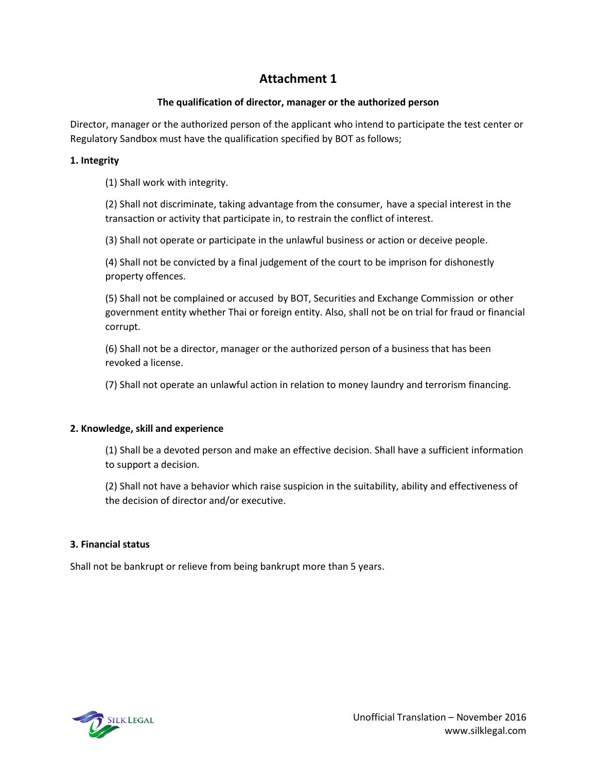# Attachment 1

**The qualification of director, manager or the authorized person**

Director, manager or the authorized person of the applicant who intend to participate the test center or Regulatory Sandbox must have the qualification specified by BOT as follows;

**1. Integrity**

(1) Shall work with integrity.

(2) Shall not discriminate, taking advantage from the consumer, have a special interest in the transaction or activity that participate in, to restrain the conflict of interest.

(3) Shall not operate or participate in the unlawful business or action or deceive people.

(4) Shall not be convicted by a final judgement of the court to be imprison for dishonestly property offences.

(5) Shall not be complained or accused by BOT, Securities and Exchange Commission or other government entity whether Thai or foreign entity. Also, shall not be on trial for fraud or financial corrupt.

(6) Shall not be a director, manager or the authorized person of a business that has been revoked a license.

(7) Shall not operate an unlawful action in relation to money laundry and terrorism financing.

**2. Knowledge, skill and experience**

(1) Shall be a devoted person and make an effective decision. Shall have a sufficient information to support a decision.

(2) Shall not have a behavior which raise suspicion in the suitability, ability and effectiveness of the decision of director and/or executive.

**3. Financial status**

Shall not be bankrupt or relieve from being bankrupt more than 5 years.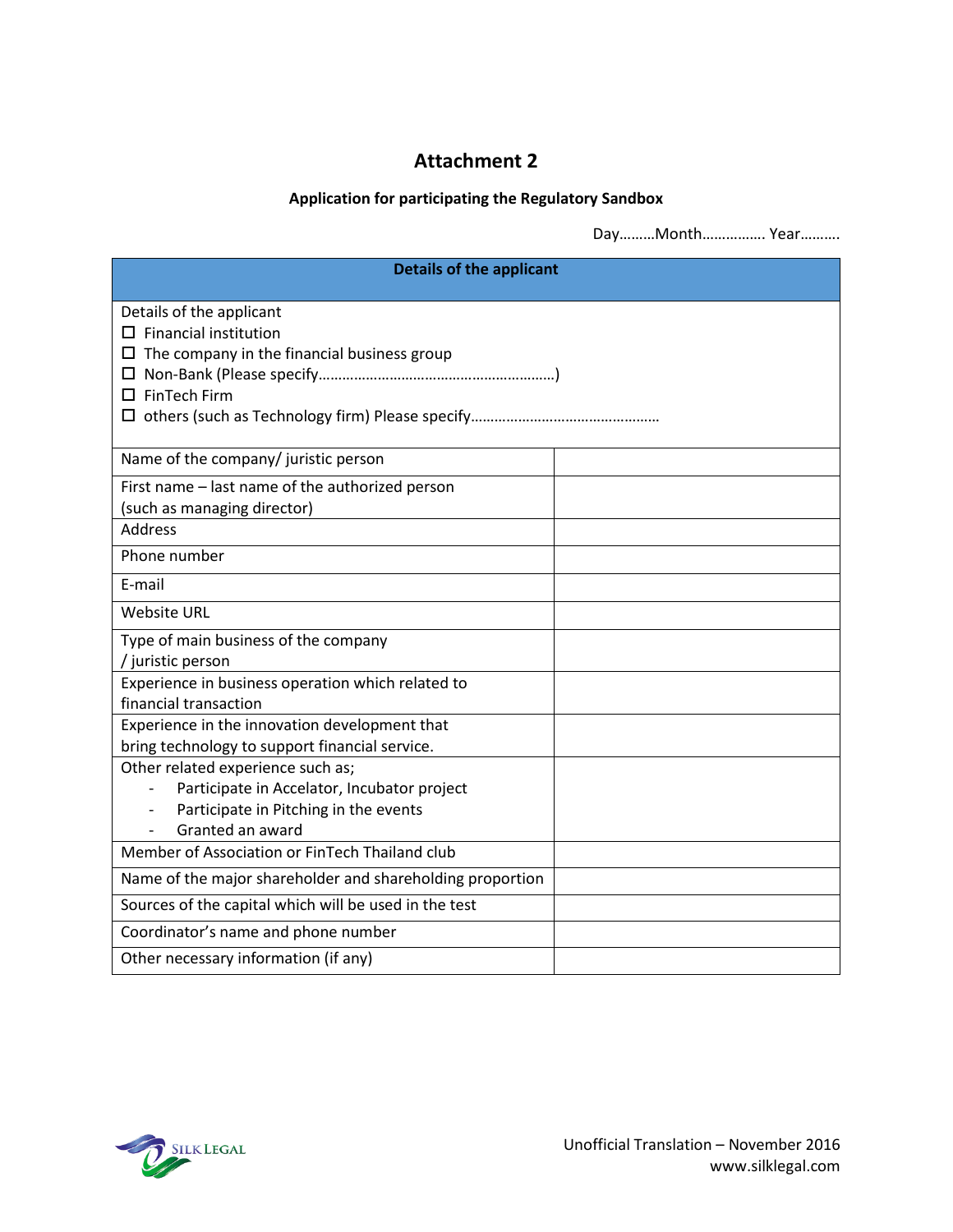# Attachment 2

**Application for participating the Regulatory Sandbox**

Day………Month……………. Year……….

| **Details of the applicant** | |
|---|---|
| Details of the applicant<br>☐ Financial institution<br>☐ The company in the financial business group<br>☐ Non-Bank (Please specify…………………………………………………)<br>☐ FinTech Firm<br>☐ others (such as Technology firm) Please specify……………………………………… | |
| Name of the company/ juristic person | |
| First name – last name of the authorized person (such as managing director) | |
| Address | |
| Phone number | |
| E-mail | |
| Website URL | |
| Type of main business of the company / juristic person | |
| Experience in business operation which related to financial transaction | |
| Experience in the innovation development that bring technology to support financial service. | |
| Other related experience such as;<br>- Participate in Accelator, Incubator project<br>- Participate in Pitching in the events<br>- Granted an award | |
| Member of Association or FinTech Thailand club | |
| Name of the major shareholder and shareholding proportion | |
| Sources of the capital which will be used in the test | |
| Coordinator's name and phone number | |
| Other necessary information (if any) | |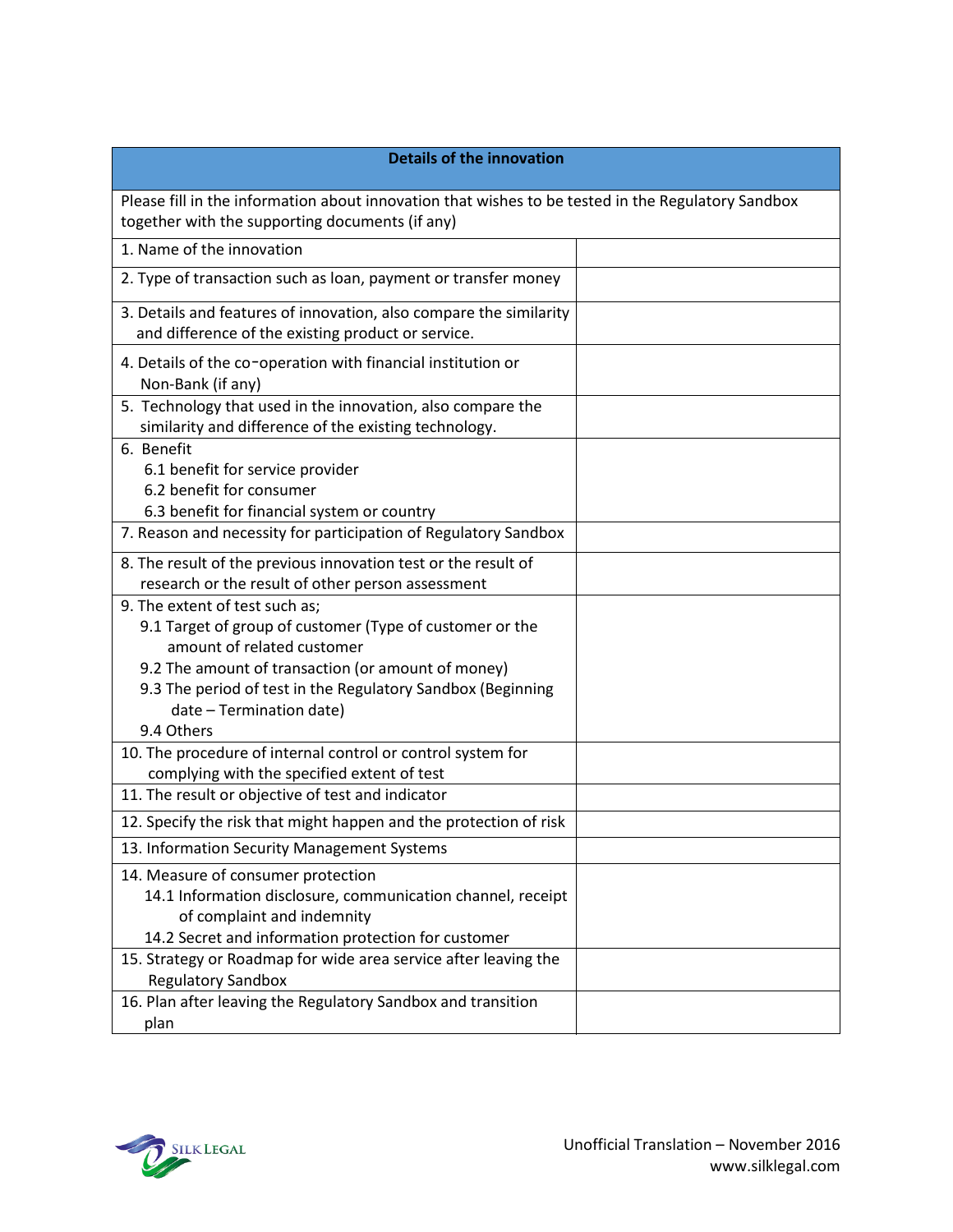| Details of the innovation | |
|---|---|
| Please fill in the information about innovation that wishes to be tested in the Regulatory Sandbox together with the supporting documents (if any) | |
| 1. Name of the innovation | |
| 2. Type of transaction such as loan, payment or transfer money | |
| 3. Details and features of innovation, also compare the similarity and difference of the existing product or service. | |
| 4. Details of the co-operation with financial institution or Non-Bank (if any) | |
| 5. Technology that used in the innovation, also compare the similarity and difference of the existing technology. | |
| 6. Benefit<br>6.1 benefit for service provider<br>6.2 benefit for consumer<br>6.3 benefit for financial system or country | |
| 7. Reason and necessity for participation of Regulatory Sandbox | |
| 8. The result of the previous innovation test or the result of research or the result of other person assessment | |
| 9. The extent of test such as;<br>9.1 Target of group of customer (Type of customer or the amount of related customer<br>9.2 The amount of transaction (or amount of money)<br>9.3 The period of test in the Regulatory Sandbox (Beginning date – Termination date)<br>9.4 Others | |
| 10. The procedure of internal control or control system for complying with the specified extent of test | |
| 11. The result or objective of test and indicator | |
| 12. Specify the risk that might happen and the protection of risk | |
| 13. Information Security Management Systems | |
| 14. Measure of consumer protection<br>14.1 Information disclosure, communication channel, receipt of complaint and indemnity<br>14.2 Secret and information protection for customer | |
| 15. Strategy or Roadmap for wide area service after leaving the Regulatory Sandbox | |
| 16. Plan after leaving the Regulatory Sandbox and transition plan | |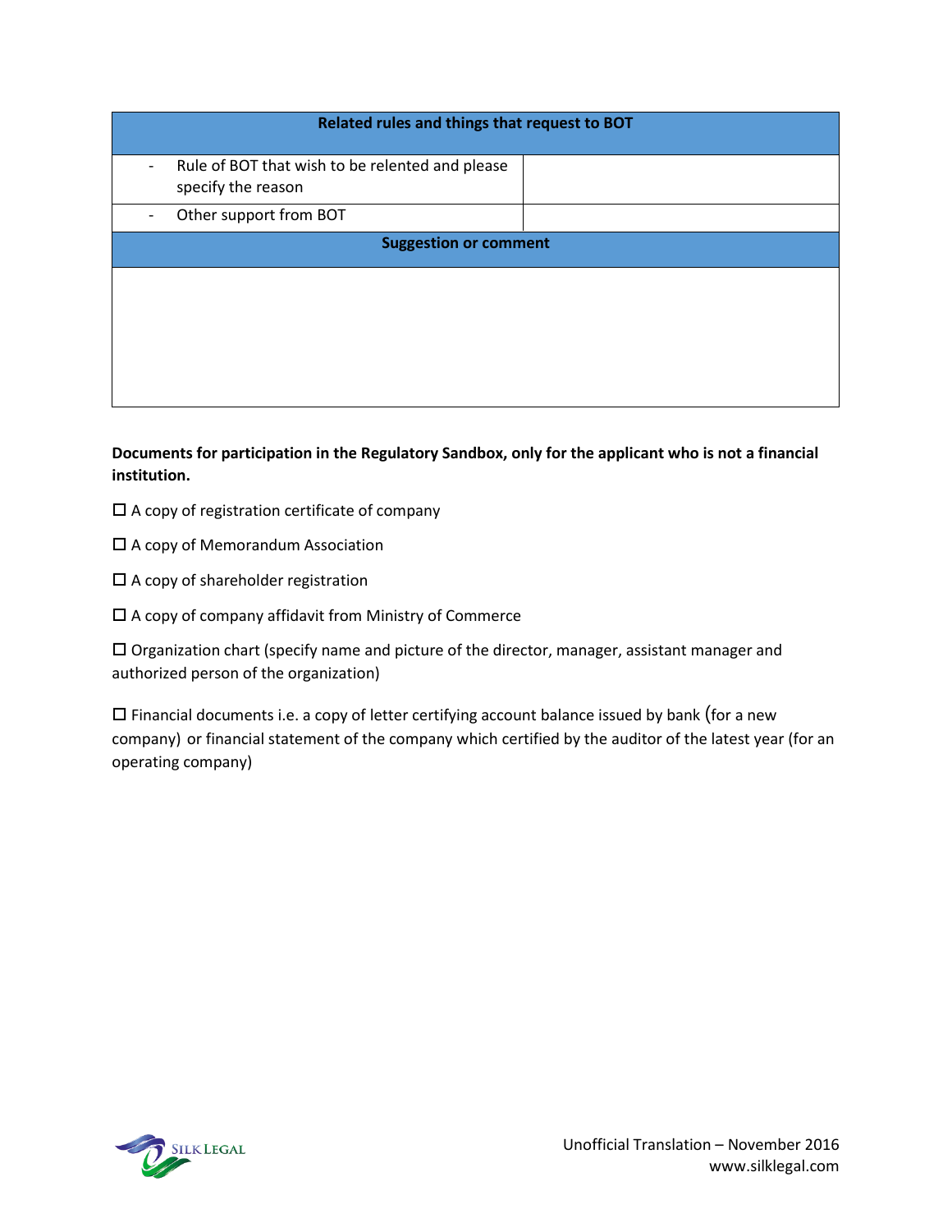| Related rules and things that request to BOT | |
|---|---|
| - Rule of BOT that wish to be relented and please specify the reason | |
| - Other support from BOT | |
| **Suggestion or comment** | |
| | |

**Documents for participation in the Regulatory Sandbox, only for the applicant who is not a financial institution.**

☐ A copy of registration certificate of company

☐ A copy of Memorandum Association

☐ A copy of shareholder registration

☐ A copy of company affidavit from Ministry of Commerce

☐ Organization chart (specify name and picture of the director, manager, assistant manager and authorized person of the organization)

☐ Financial documents i.e. a copy of letter certifying account balance issued by bank (for a new company) or financial statement of the company which certified by the auditor of the latest year (for an operating company)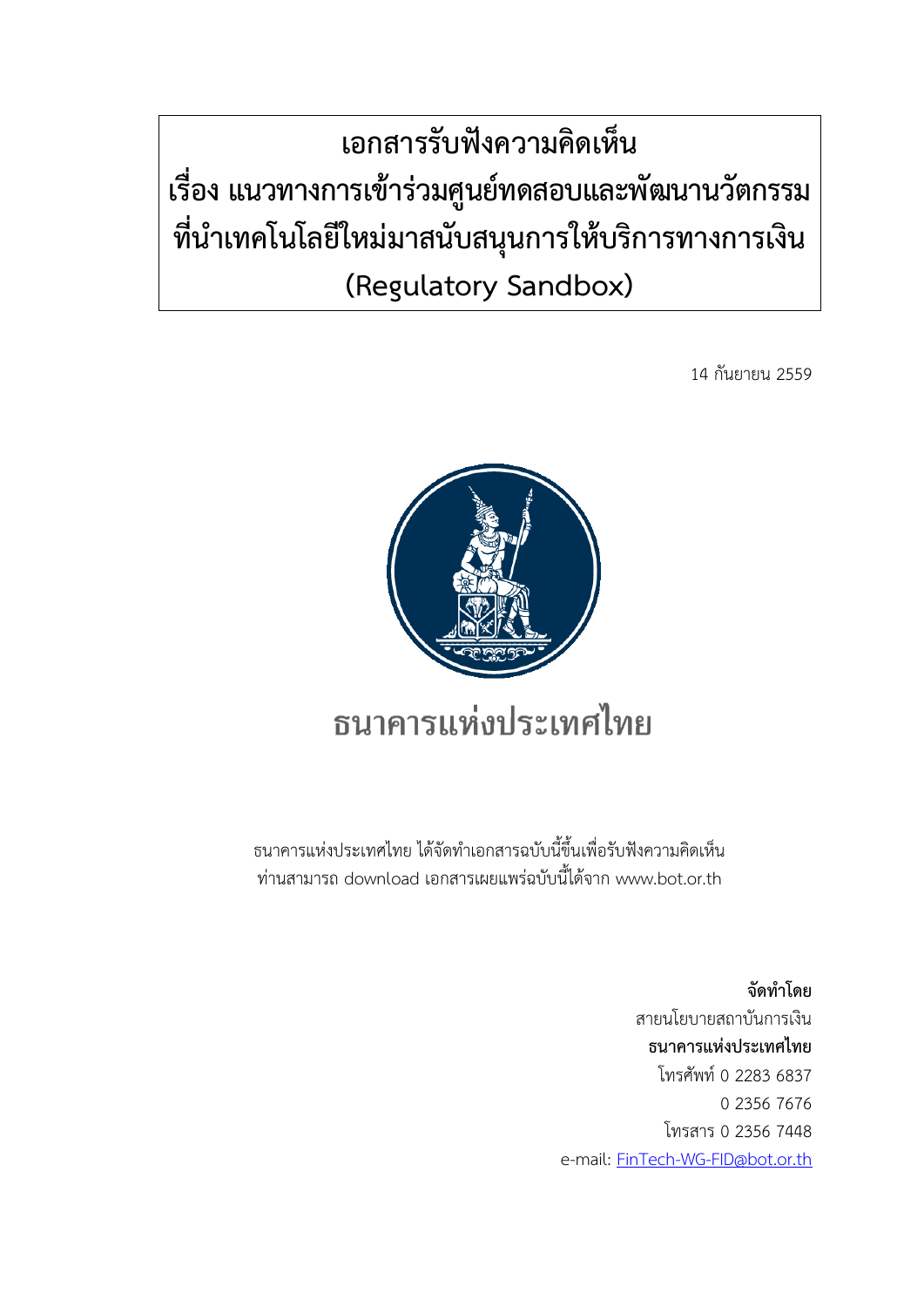# เอกสารรับฟังความคิดเห็น
# เรื่อง แนวทางการเข้าร่วมศูนย์ทดสอบและพัฒนานวัตกรรมที่นำเทคโนโลยีใหม่มาสนับสนุนการให้บริการทางการเงิน (Regulatory Sandbox)

14 กันยายน 2559

ธนาคารแห่งประเทศไทย

ธนาคารแห่งประเทศไทย ได้จัดทำเอกสารฉบับนี้ขึ้นเพื่อรับฟังความคิดเห็น
ท่านสามารถ download เอกสารเผยแพร่ฉบับนี้ได้จาก www.bot.or.th

**จัดทำโดย**
สายนโยบายสถาบันการเงิน
**ธนาคารแห่งประเทศไทย**
โทรศัพท์ 0 2283 6837
0 2356 7676
โทรสาร 0 2356 7448
e-mail: FinTech-WG-FID@bot.or.th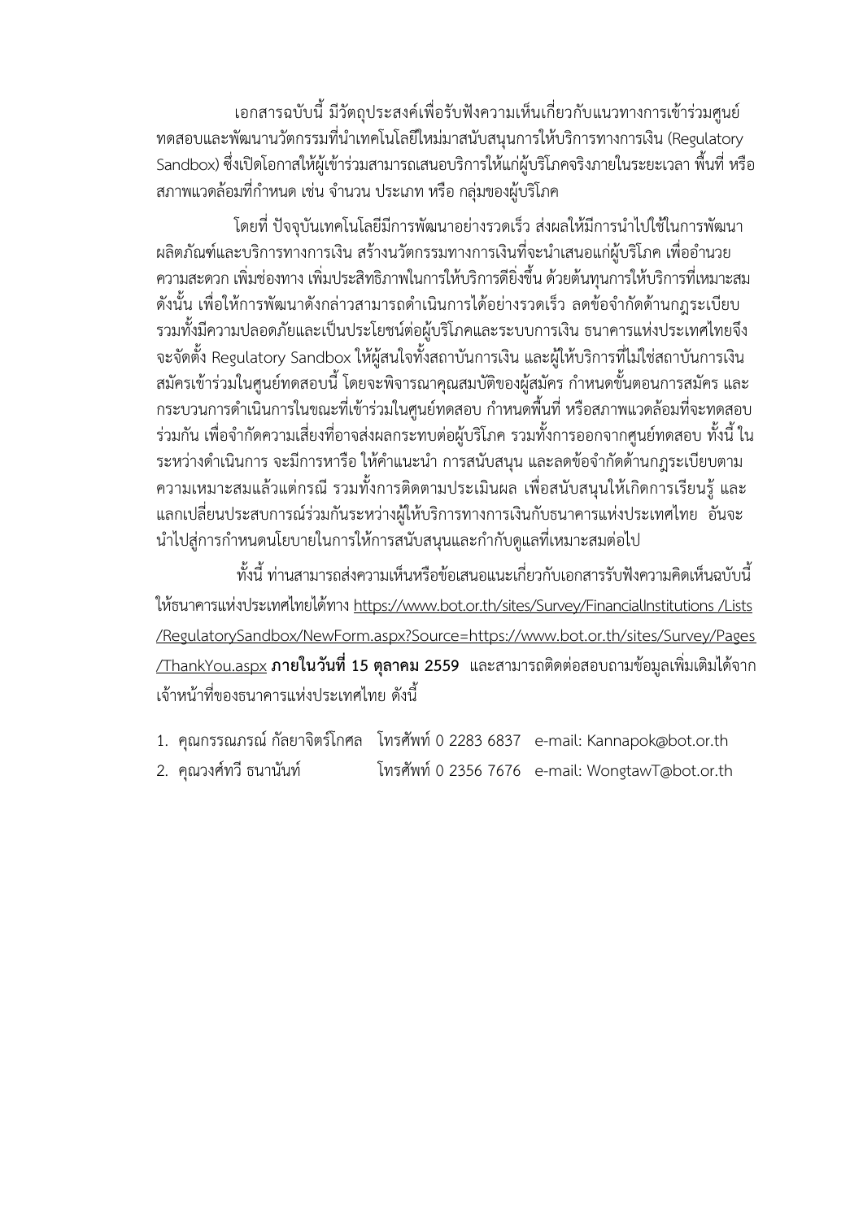เอกสารฉบับนี้ มีวัตถุประสงค์เพื่อรับฟังความเห็นเกี่ยวกับแนวทางการเข้าร่วมศูนย์ทดสอบและพัฒนานวัตกรรมที่นำเทคโนโลยีใหม่มาสนับสนุนการให้บริการทางการเงิน (Regulatory Sandbox) ซึ่งเปิดโอกาสให้ผู้เข้าร่วมสามารถเสนอบริการให้แก่ผู้บริโภคจริงภายในระยะเวลา พื้นที่ หรือสภาพแวดล้อมที่กำหนด เช่น จำนวน ประเภท หรือ กลุ่มของผู้บริโภค

โดยที่ ปัจจุบันเทคโนโลยีมีการพัฒนาอย่างรวดเร็ว ส่งผลให้มีการนำไปใช้ในการพัฒนาผลิตภัณฑ์และบริการทางการเงิน สร้างนวัตกรรมทางการเงินที่จะนำเสนอแก่ผู้บริโภค เพื่ออำนวยความสะดวก เพิ่มช่องทาง เพิ่มประสิทธิภาพในการให้บริการดียิ่งขึ้น ด้วยต้นทุนการให้บริการที่เหมาะสม ดังนั้น เพื่อให้การพัฒนาดังกล่าวสามารถดำเนินการได้อย่างรวดเร็ว ลดข้อจำกัดด้านกฎระเบียบ รวมทั้งมีความปลอดภัยและเป็นประโยชน์ต่อผู้บริโภคและระบบการเงิน ธนาคารแห่งประเทศไทยจึงจะจัดตั้ง Regulatory Sandbox ให้ผู้สนใจทั้งสถาบันการเงิน และผู้ให้บริการที่ไม่ใช่สถาบันการเงินสมัครเข้าร่วมในศูนย์ทดสอบนี้ โดยจะพิจารณาคุณสมบัติของผู้สมัคร กำหนดขั้นตอนการสมัคร และกระบวนการดำเนินการในขณะที่เข้าร่วมในศูนย์ทดสอบ กำหนดพื้นที่ หรือสภาพแวดล้อมที่จะทดสอบร่วมกัน เพื่อจำกัดความเสี่ยงที่อาจส่งผลกระทบต่อผู้บริโภค รวมทั้งการออกจากศูนย์ทดสอบ ทั้งนี้ ในระหว่างดำเนินการ จะมีการหารือ ให้คำแนะนำ การสนับสนุน และลดข้อจำกัดด้านกฎระเบียบตามความเหมาะสมแล้วแต่กรณี รวมทั้งการติดตามประเมินผล เพื่อสนับสนุนให้เกิดการเรียนรู้ และแลกเปลี่ยนประสบการณ์ร่วมกันระหว่างผู้ให้บริการทางการเงินกับธนาคารแห่งประเทศไทย อันจะนำไปสู่การกำหนดนโยบายในการให้การสนับสนุนและกำกับดูแลที่เหมาะสมต่อไป

ทั้งนี้ ท่านสามารถส่งความเห็นหรือข้อเสนอแนะเกี่ยวกับเอกสารรับฟังความคิดเห็นฉบับนี้ให้ธนาคารแห่งประเทศไทยได้ทาง https://www.bot.or.th/sites/Survey/FinancialInstitutions /Lists /RegulatorySandbox/NewForm.aspx?Source=https://www.bot.or.th/sites/Survey/Pages /ThankYou.aspx **ภายในวันที่ 15 ตุลาคม 2559** และสามารถติดต่อสอบถามข้อมูลเพิ่มเติมได้จากเจ้าหน้าที่ของธนาคารแห่งประเทศไทย ดังนี้

1. คุณกรรณภรณ์ กัลยาจิตร์โกศล โทรศัพท์ 0 2283 6837 e-mail: Kannapok@bot.or.th
2. คุณวงศ์ทวี ธนานันท์ โทรศัพท์ 0 2356 7676 e-mail: WongtawT@bot.or.th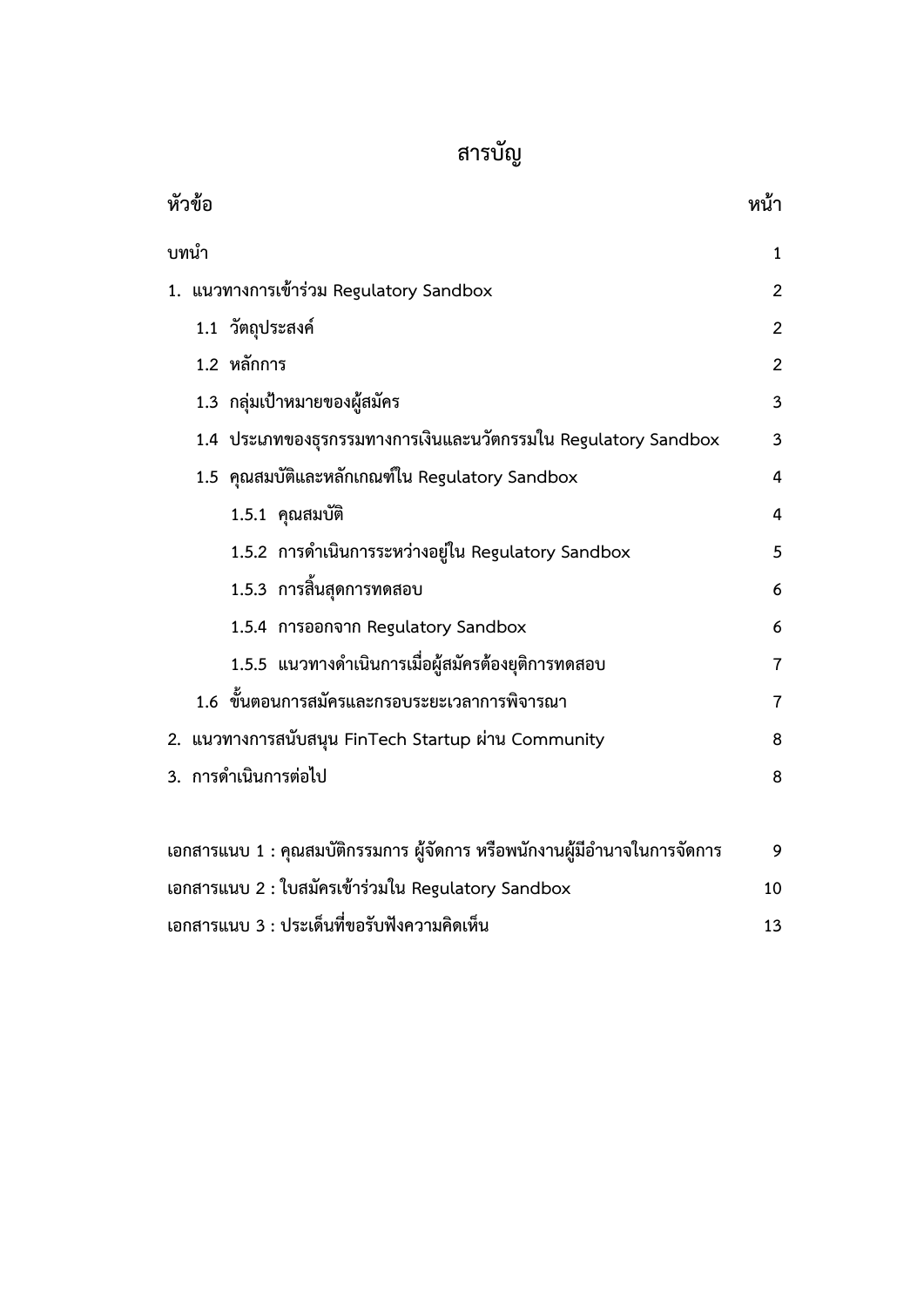# สารบัญ

| หัวข้อ | หน้า |
|---|---|
| บทนำ | 1 |
| 1. แนวทางการเข้าร่วม Regulatory Sandbox | 2 |
| 1.1 วัตถุประสงค์ | 2 |
| 1.2 หลักการ | 2 |
| 1.3 กลุ่มเป้าหมายของผู้สมัคร | 3 |
| 1.4 ประเภทของธุรกรรมทางการเงินและนวัตกรรมใน Regulatory Sandbox | 3 |
| 1.5 คุณสมบัติและหลักเกณฑ์ใน Regulatory Sandbox | 4 |
| 1.5.1 คุณสมบัติ | 4 |
| 1.5.2 การดำเนินการระหว่างอยู่ใน Regulatory Sandbox | 5 |
| 1.5.3 การสิ้นสุดการทดสอบ | 6 |
| 1.5.4 การออกจาก Regulatory Sandbox | 6 |
| 1.5.5 แนวทางดำเนินการเมื่อผู้สมัครต้องยุติการทดสอบ | 7 |
| 1.6 ขั้นตอนการสมัครและกรอบระยะเวลาการพิจารณา | 7 |
| 2. แนวทางการสนับสนุน FinTech Startup ผ่าน Community | 8 |
| 3. การดำเนินการต่อไป | 8 |
| เอกสารแนบ 1 : คุณสมบัติกรรมการ ผู้จัดการ หรือพนักงานผู้มีอำนาจในการจัดการ | 9 |
| เอกสารแนบ 2 : ใบสมัครเข้าร่วมใน Regulatory Sandbox | 10 |
| เอกสารแนบ 3 : ประเด็นที่ขอรับฟังความคิดเห็น | 13 |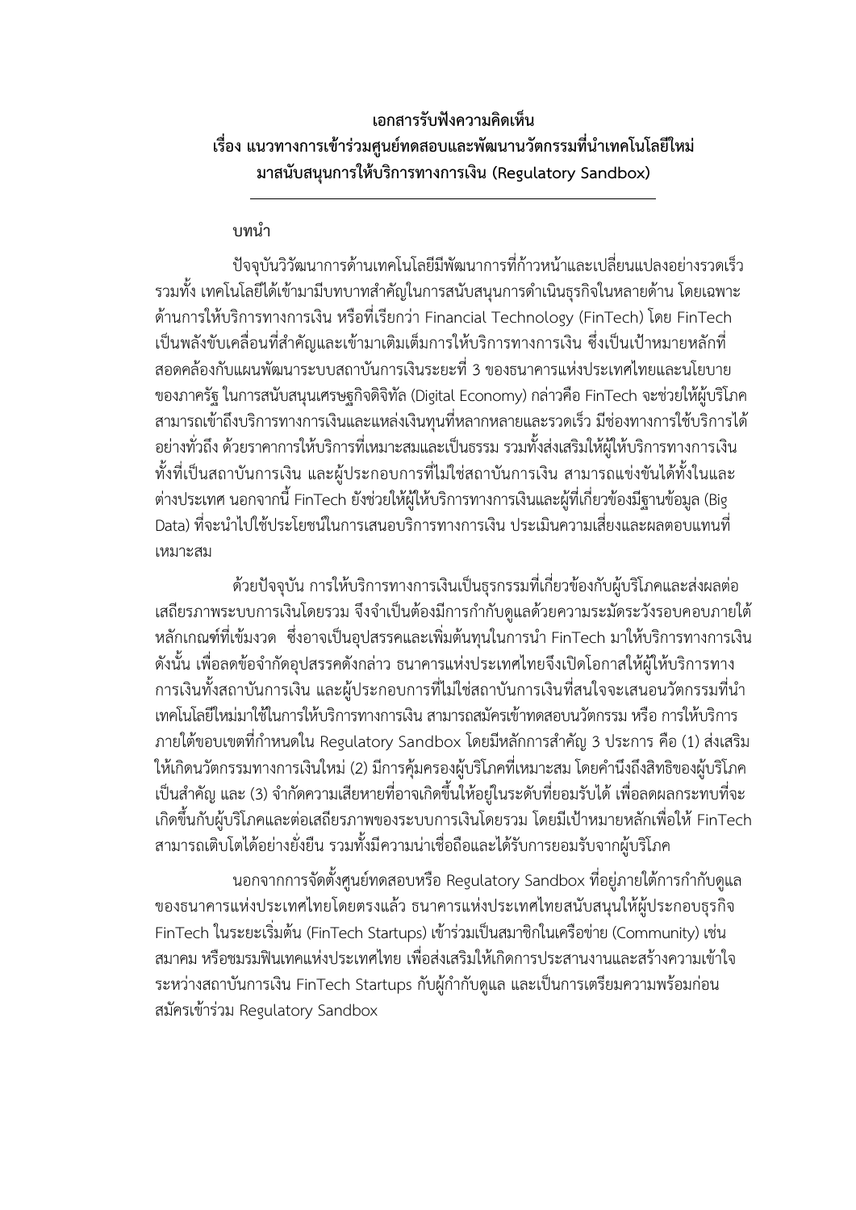**เอกสารรับฟังความคิดเห็น**
**เรื่อง แนวทางการเข้าร่วมศูนย์ทดสอบและพัฒนานวัตกรรมที่นำเทคโนโลยีใหม่มาสนับสนุนการให้บริการทางการเงิน (Regulatory Sandbox)**

---

**บทนำ**

ปัจจุบันวิวัฒนาการด้านเทคโนโลยีมีพัฒนาการที่ก้าวหน้าและเปลี่ยนแปลงอย่างรวดเร็ว รวมทั้ง เทคโนโลยีได้เข้ามามีบทบาทสำคัญในการสนับสนุนการดำเนินธุรกิจในหลายด้าน โดยเฉพาะด้านการให้บริการทางการเงิน หรือที่เรียกว่า Financial Technology (FinTech) โดย FinTech เป็นพลังขับเคลื่อนที่สำคัญและเข้ามาเติมเต็มการให้บริการทางการเงิน ซึ่งเป็นเป้าหมายหลักที่สอดคล้องกับแผนพัฒนาระบบสถาบันการเงินระยะที่ 3 ของธนาคารแห่งประเทศไทยและนโยบายของภาครัฐ ในการสนับสนุนเศรษฐกิจดิจิทัล (Digital Economy) กล่าวคือ FinTech จะช่วยให้ผู้บริโภคสามารถเข้าถึงบริการทางการเงินและแหล่งเงินทุนที่หลากหลายและรวดเร็ว มีช่องทางการใช้บริการได้อย่างทั่วถึง ด้วยราคาการให้บริการที่เหมาะสมและเป็นธรรม รวมทั้งส่งเสริมให้ผู้ให้บริการทางการเงินทั้งที่เป็นสถาบันการเงิน และผู้ประกอบการที่ไม่ใช่สถาบันการเงิน สามารถแข่งขันได้ทั้งในและต่างประเทศ นอกจากนี้ FinTech ยังช่วยให้ผู้ให้บริการทางการเงินและผู้ที่เกี่ยวข้องมีฐานข้อมูล (Big Data) ที่จะนำไปใช้ประโยชน์ในการเสนอบริการทางการเงิน ประเมินความเสี่ยงและผลตอบแทนที่เหมาะสม

ด้วยปัจจุบัน การให้บริการทางการเงินเป็นธุรกรรมที่เกี่ยวข้องกับผู้บริโภคและส่งผลต่อเสถียรภาพระบบการเงินโดยรวม จึงจำเป็นต้องมีการกำกับดูแลด้วยความระมัดระวังรอบคอบภายใต้หลักเกณฑ์ที่เข้มงวด ซึ่งอาจเป็นอุปสรรคและเพิ่มต้นทุนในการนำ FinTech มาให้บริการทางการเงิน ดังนั้น เพื่อลดข้อจำกัดอุปสรรคดังกล่าว ธนาคารแห่งประเทศไทยจึงเปิดโอกาสให้ผู้ให้บริการทางการเงินทั้งสถาบันการเงิน และผู้ประกอบการที่ไม่ใช่สถาบันการเงินที่สนใจจะเสนอนวัตกรรมที่นำเทคโนโลยีใหม่มาใช้ในการให้บริการทางการเงิน สามารถสมัครเข้าทดสอบนวัตกรรม หรือ การให้บริการภายใต้ขอบเขตที่กำหนดใน Regulatory Sandbox โดยมีหลักการสำคัญ 3 ประการ คือ (1) ส่งเสริมให้เกิดนวัตกรรมทางการเงินใหม่ (2) มีการคุ้มครองผู้บริโภคที่เหมาะสม โดยคำนึงถึงสิทธิของผู้บริโภคเป็นสำคัญ และ (3) จำกัดความเสียหายที่อาจเกิดขึ้นให้อยู่ในระดับที่ยอมรับได้ เพื่อลดผลกระทบที่จะเกิดขึ้นกับผู้บริโภคและต่อเสถียรภาพของระบบการเงินโดยรวม โดยมีเป้าหมายหลักเพื่อให้ FinTech สามารถเติบโตได้อย่างยั่งยืน รวมทั้งมีความน่าเชื่อถือและได้รับการยอมรับจากผู้บริโภค

นอกจากการจัดตั้งศูนย์ทดสอบหรือ Regulatory Sandbox ที่อยู่ภายใต้การกำกับดูแลของธนาคารแห่งประเทศไทยโดยตรงแล้ว ธนาคารแห่งประเทศไทยสนับสนุนให้ผู้ประกอบธุรกิจ FinTech ในระยะเริ่มต้น (FinTech Startups) เข้าร่วมเป็นสมาชิกในเครือข่าย (Community) เช่น สมาคม หรือชมรมฟินเทคแห่งประเทศไทย เพื่อส่งเสริมให้เกิดการประสานงานและสร้างความเข้าใจระหว่างสถาบันการเงิน FinTech Startups กับผู้กำกับดูแล และเป็นการเตรียมความพร้อมก่อนสมัครเข้าร่วม Regulatory Sandbox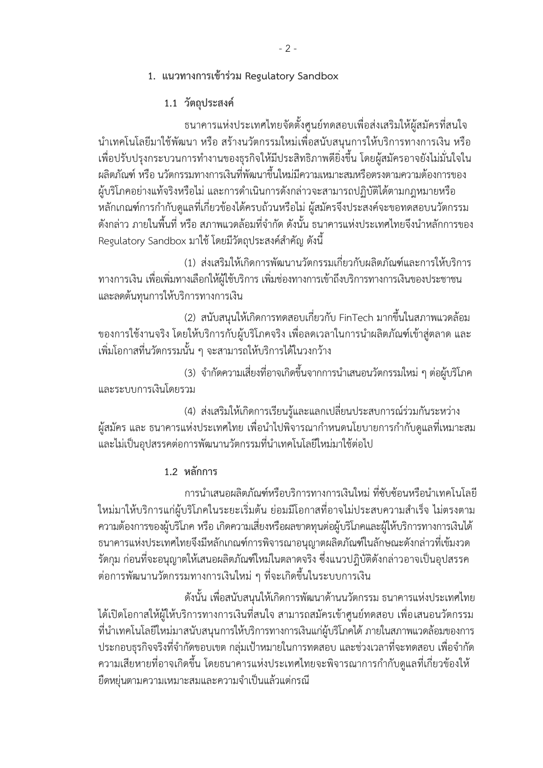## 1. แนวทางการเข้าร่วม Regulatory Sandbox

### 1.1 วัตถุประสงค์

ธนาคารแห่งประเทศไทยจัดตั้งศูนย์ทดสอบเพื่อส่งเสริมให้ผู้สมัครที่สนใจนำเทคโนโลยีมาใช้พัฒนา หรือ สร้างนวัตกรรมใหม่เพื่อสนับสนุนการให้บริการทางการเงิน หรือ เพื่อปรับปรุงกระบวนการทำงานของธุรกิจให้มีประสิทธิภาพดียิ่งขึ้น โดยผู้สมัครอาจยังไม่มั่นใจในผลิตภัณฑ์ หรือ นวัตกรรมทางการเงินที่พัฒนาขึ้นใหม่มีความเหมาะสมหรือตรงตามความต้องการของผู้บริโภคอย่างแท้จริงหรือไม่ และการดำเนินการดังกล่าวจะสามารถปฏิบัติได้ตามกฎหมายหรือหลักเกณฑ์การกำกับดูแลที่เกี่ยวข้องได้ครบถ้วนหรือไม่ ผู้สมัครจึงประสงค์จะขอทดสอบนวัตกรรมดังกล่าว ภายในพื้นที่ หรือ สภาพแวดล้อมที่จำกัด ดังนั้น ธนาคารแห่งประเทศไทยจึงนำหลักการของ Regulatory Sandbox มาใช้ โดยมีวัตถุประสงค์สำคัญ ดังนี้

(1) ส่งเสริมให้เกิดการพัฒนานวัตกรรมเกี่ยวกับผลิตภัณฑ์และการให้บริการทางการเงิน เพื่อเพิ่มทางเลือกให้ผู้ใช้บริการ เพิ่มช่องทางการเข้าถึงบริการทางการเงินของประชาชน และลดต้นทุนการให้บริการทางการเงิน

(2) สนับสนุนให้เกิดการทดสอบเกี่ยวกับ FinTech มากขึ้นในสภาพแวดล้อมของการใช้งานจริง โดยให้บริการกับผู้บริโภคจริง เพื่อลดเวลาในการนำผลิตภัณฑ์เข้าสู่ตลาด และเพิ่มโอกาสที่นวัตกรรมนั้น ๆ จะสามารถให้บริการได้ในวงกว้าง

(3) จำกัดความเสี่ยงที่อาจเกิดขึ้นจากการนำเสนอนวัตกรรมใหม่ ๆ ต่อผู้บริโภคและระบบการเงินโดยรวม

(4) ส่งเสริมให้เกิดการเรียนรู้และแลกเปลี่ยนประสบการณ์ร่วมกันระหว่างผู้สมัคร และ ธนาคารแห่งประเทศไทย เพื่อนำไปพิจารณากำหนดนโยบายการกำกับดูแลที่เหมาะสมและไม่เป็นอุปสรรคต่อการพัฒนานวัตกรรมที่นำเทคโนโลยีใหม่มาใช้ต่อไป

### 1.2 หลักการ

การนำเสนอผลิตภัณฑ์หรือบริการทางการเงินใหม่ ที่ซับซ้อนหรือนำเทคโนโลยีใหม่มาให้บริการแก่ผู้บริโภคในระยะเริ่มต้น ย่อมมีโอกาสที่อาจไม่ประสบความสำเร็จ ไม่ตรงตามความต้องการของผู้บริโภค หรือ เกิดความเสี่ยงหรือผลขาดทุนต่อผู้บริโภคและผู้ให้บริการทางการเงินได้ ธนาคารแห่งประเทศไทยจึงมีหลักเกณฑ์การพิจารณาอนุญาตผลิตภัณฑ์ในลักษณะดังกล่าวที่เข้มงวดรัดกุม ก่อนที่จะอนุญาตให้เสนอผลิตภัณฑ์ใหม่ในตลาดจริง ซึ่งแนวปฏิบัติดังกล่าวอาจเป็นอุปสรรคต่อการพัฒนานวัตกรรมทางการเงินใหม่ ๆ ที่จะเกิดขึ้นในระบบการเงิน

ดังนั้น เพื่อสนับสนุนให้เกิดการพัฒนาด้านนวัตกรรม ธนาคารแห่งประเทศไทยได้เปิดโอกาสให้ผู้ให้บริการทางการเงินที่สนใจ สามารถสมัครเข้าศูนย์ทดสอบ เพื่อเสนอนวัตกรรมที่นำเทคโนโลยีใหม่มาสนับสนุนการให้บริการทางการเงินแก่ผู้บริโภคได้ ภายในสภาพแวดล้อมของการประกอบธุรกิจจริงที่จำกัดขอบเขต กลุ่มเป้าหมายในการทดสอบ และช่วงเวลาที่จะทดสอบ เพื่อจำกัดความเสียหายที่อาจเกิดขึ้น โดยธนาคารแห่งประเทศไทยจะพิจารณาการกำกับดูแลที่เกี่ยวข้องให้ยืดหยุ่นตามความเหมาะสมและความจำเป็นแล้วแต่กรณี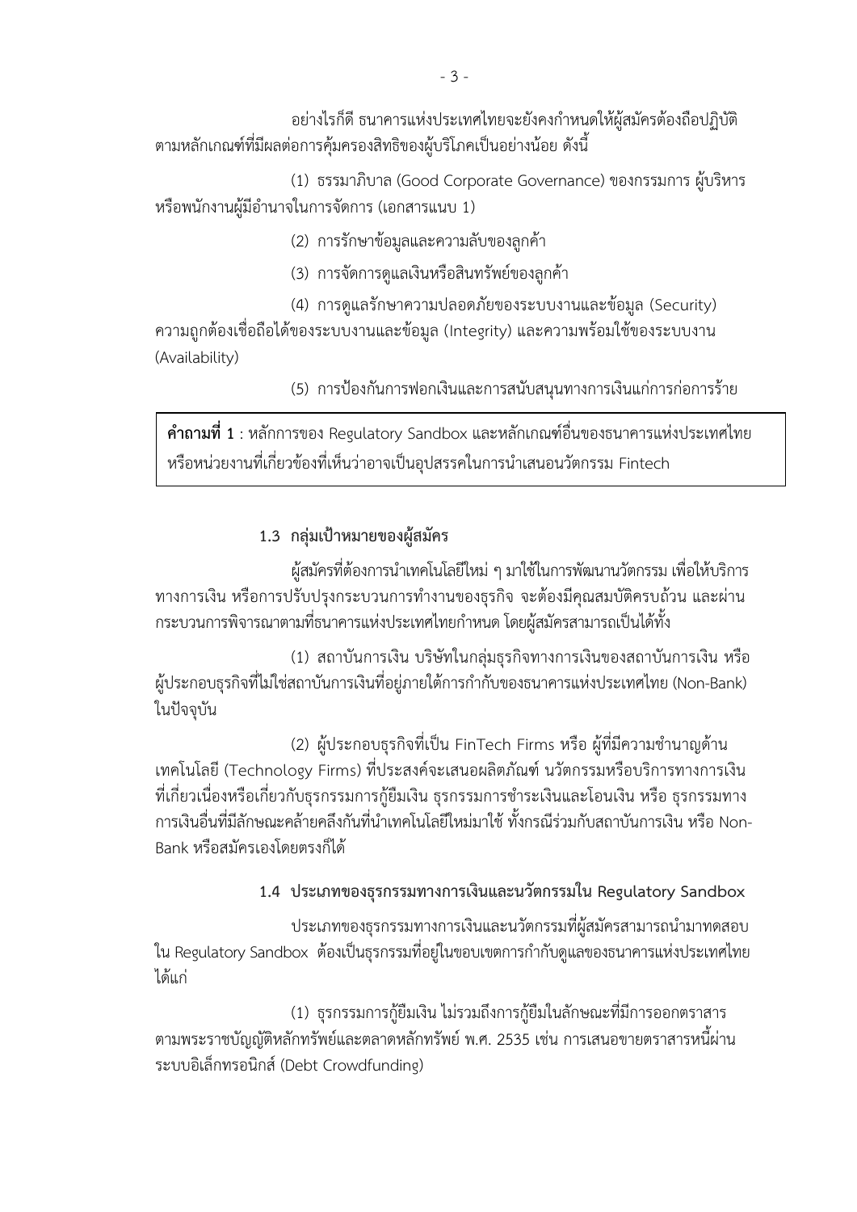อย่างไรก็ดี ธนาคารแห่งประเทศไทยจะยังคงกำหนดให้ผู้สมัครต้องถือปฏิบัติตามหลักเกณฑ์ที่มีผลต่อการคุ้มครองสิทธิของผู้บริโภคเป็นอย่างน้อย ดังนี้

(1) ธรรมาภิบาล (Good Corporate Governance) ของกรรมการ ผู้บริหาร หรือพนักงานผู้มีอำนาจในการจัดการ (เอกสารแนบ 1)

(2) การรักษาข้อมูลและความลับของลูกค้า

(3) การจัดการดูแลเงินหรือสินทรัพย์ของลูกค้า

(4) การดูแลรักษาความปลอดภัยของระบบงานและข้อมูล (Security) ความถูกต้องเชื่อถือได้ของระบบงานและข้อมูล (Integrity) และความพร้อมใช้ของระบบงาน (Availability)

(5) การป้องกันการฟอกเงินและการสนับสนุนทางการเงินแก่การก่อการร้าย

| **คำถามที่ 1** : หลักการของ Regulatory Sandbox และหลักเกณฑ์อื่นของธนาคารแห่งประเทศไทย หรือหน่วยงานที่เกี่ยวข้องที่เห็นว่าอาจเป็นอุปสรรคในการนำเสนอนวัตกรรม Fintech |
|---|

### 1.3 กลุ่มเป้าหมายของผู้สมัคร

ผู้สมัครที่ต้องการนำเทคโนโลยีใหม่ ๆ มาใช้ในการพัฒนานวัตกรรม เพื่อให้บริการทางการเงิน หรือการปรับปรุงกระบวนการทำงานของธุรกิจ จะต้องมีคุณสมบัติครบถ้วน และผ่านกระบวนการพิจารณาตามที่ธนาคารแห่งประเทศไทยกำหนด โดยผู้สมัครสามารถเป็นได้ทั้ง

(1) สถาบันการเงิน บริษัทในกลุ่มธุรกิจทางการเงินของสถาบันการเงิน หรือผู้ประกอบธุรกิจที่ไม่ใช่สถาบันการเงินที่อยู่ภายใต้การกำกับของธนาคารแห่งประเทศไทย (Non-Bank) ในปัจจุบัน

(2) ผู้ประกอบธุรกิจที่เป็น FinTech Firms หรือ ผู้ที่มีความชำนาญด้านเทคโนโลยี (Technology Firms) ที่ประสงค์จะเสนอผลิตภัณฑ์ นวัตกรรมหรือบริการทางการเงินที่เกี่ยวเนื่องหรือเกี่ยวกับธุรกรรมการกู้ยืมเงิน ธุรกรรมการชำระเงินและโอนเงิน หรือ ธุรกรรมทางการเงินอื่นที่มีลักษณะคล้ายคลึงกันที่นำเทคโนโลยีใหม่มาใช้ ทั้งกรณีร่วมกับสถาบันการเงิน หรือ Non-Bank หรือสมัครเองโดยตรงก็ได้

### 1.4 ประเภทของธุรกรรมทางการเงินและนวัตกรรมใน Regulatory Sandbox

ประเภทของธุรกรรมทางการเงินและนวัตกรรมที่ผู้สมัครสามารถนำมาทดสอบใน Regulatory Sandbox ต้องเป็นธุรกรรมที่อยู่ในขอบเขตการกำกับดูแลของธนาคารแห่งประเทศไทย ได้แก่

(1) ธุรกรรมการกู้ยืมเงิน ไม่รวมถึงการกู้ยืมในลักษณะที่มีการออกตราสารตามพระราชบัญญัติหลักทรัพย์และตลาดหลักทรัพย์ พ.ศ. 2535 เช่น การเสนอขายตราสารหนี้ผ่านระบบอิเล็กทรอนิกส์ (Debt Crowdfunding)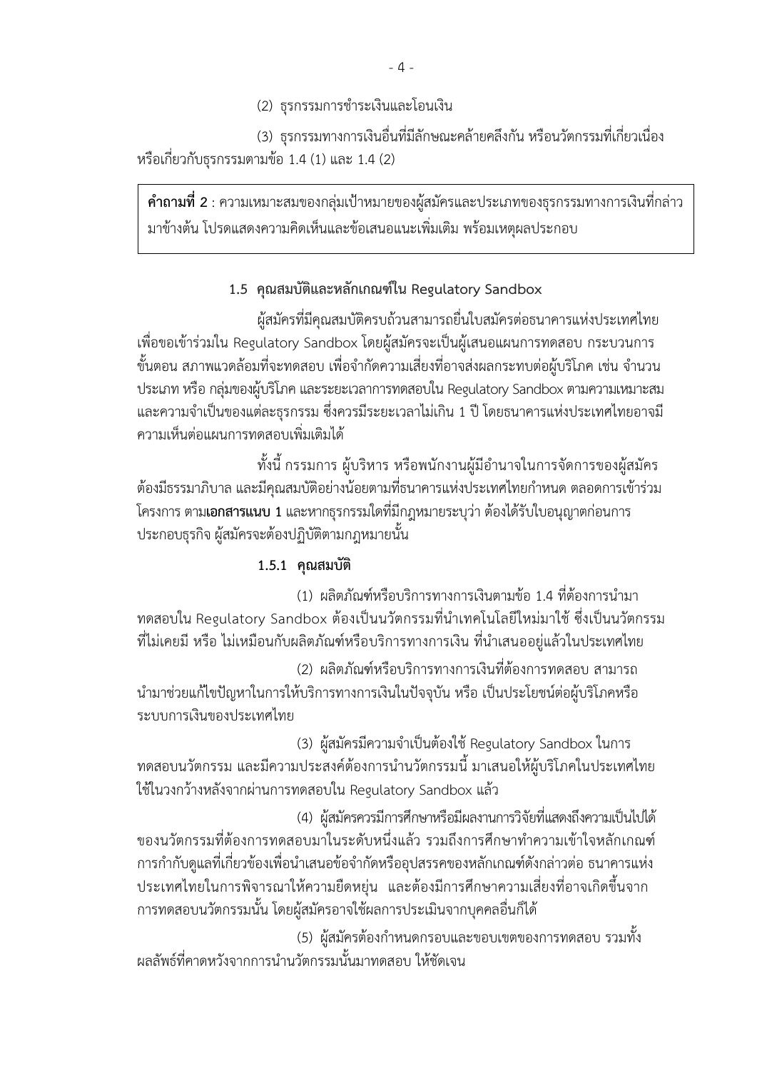(2) ธุรกรรมการชำระเงินและโอนเงิน

(3) ธุรกรรมทางการเงินอื่นที่มีลักษณะคล้ายคลึงกัน หรือนวัตกรรมที่เกี่ยวเนื่อง หรือเกี่ยวกับธุรกรรมตามข้อ 1.4 (1) และ 1.4 (2)

> **คำถามที่ 2** : ความเหมาะสมของกลุ่มเป้าหมายของผู้สมัครและประเภทของธุรกรรมทางการเงินที่กล่าวมาข้างต้น โปรดแสดงความคิดเห็นและข้อเสนอแนะเพิ่มเติม พร้อมเหตุผลประกอบ

### 1.5 คุณสมบัติและหลักเกณฑ์ใน Regulatory Sandbox

ผู้สมัครที่มีคุณสมบัติครบถ้วนสามารถยื่นใบสมัครต่อธนาคารแห่งประเทศไทย เพื่อขอเข้าร่วมใน Regulatory Sandbox โดยผู้สมัครจะเป็นผู้เสนอแผนการทดสอบ กระบวนการ ขั้นตอน สภาพแวดล้อมที่จะทดสอบ เพื่อจำกัดความเสี่ยงที่อาจส่งผลกระทบต่อผู้บริโภค เช่น จำนวน ประเภท หรือ กลุ่มของผู้บริโภค และระยะเวลาการทดสอบใน Regulatory Sandbox ตามความเหมาะสม และความจำเป็นของแต่ละธุรกรรม ซึ่งควรมีระยะเวลาไม่เกิน 1 ปี โดยธนาคารแห่งประเทศไทยอาจมีความเห็นต่อแผนการทดสอบเพิ่มเติมได้

ทั้งนี้ กรรมการ ผู้บริหาร หรือพนักงานผู้มีอำนาจในการจัดการของผู้สมัคร ต้องมีธรรมาภิบาล และมีคุณสมบัติอย่างน้อยตามที่ธนาคารแห่งประเทศไทยกำหนด ตลอดการเข้าร่วมโครงการ ตาม**เอกสารแนบ 1** และหากธุรกรรมใดที่มีกฎหมายระบุว่า ต้องได้รับใบอนุญาตก่อนการประกอบธุรกิจ ผู้สมัครจะต้องปฏิบัติตามกฎหมายนั้น

#### 1.5.1 คุณสมบัติ

(1) ผลิตภัณฑ์หรือบริการทางการเงินตามข้อ 1.4 ที่ต้องการนำมาทดสอบใน Regulatory Sandbox ต้องเป็นนวัตกรรมที่นำเทคโนโลยีใหม่มาใช้ ซึ่งเป็นนวัตกรรมที่ไม่เคยมี หรือ ไม่เหมือนกับผลิตภัณฑ์หรือบริการทางการเงิน ที่นำเสนออยู่แล้วในประเทศไทย

(2) ผลิตภัณฑ์หรือบริการทางการเงินที่ต้องการทดสอบ สามารถนำมาช่วยแก้ไขปัญหาในการให้บริการทางการเงินในปัจจุบัน หรือ เป็นประโยชน์ต่อผู้บริโภคหรือระบบการเงินของประเทศไทย

(3) ผู้สมัครมีความจำเป็นต้องใช้ Regulatory Sandbox ในการทดสอบนวัตกรรม และมีความประสงค์ต้องการนำนวัตกรรมนี้ มาเสนอให้ผู้บริโภคในประเทศไทยใช้ในวงกว้างหลังจากผ่านการทดสอบใน Regulatory Sandbox แล้ว

(4) ผู้สมัครควรมีการศึกษาหรือมีผลงานการวิจัยที่แสดงถึงความเป็นไปได้ของนวัตกรรมที่ต้องการทดสอบมาในระดับหนึ่งแล้ว รวมถึงการศึกษาทำความเข้าใจหลักเกณฑ์การกำกับดูแลที่เกี่ยวข้องเพื่อนำเสนอข้อจำกัดหรืออุปสรรคของหลักเกณฑ์ดังกล่าวต่อ ธนาคารแห่งประเทศไทยในการพิจารณาให้ความยืดหยุ่น และต้องมีการศึกษาความเสี่ยงที่อาจเกิดขึ้นจากการทดสอบนวัตกรรมนั้น โดยผู้สมัครอาจใช้ผลการประเมินจากบุคคลอื่นก็ได้

(5) ผู้สมัครต้องกำหนดกรอบและขอบเขตของการทดสอบ รวมทั้งผลลัพธ์ที่คาดหวังจากการนำนวัตกรรมนั้นมาทดสอบ ให้ชัดเจน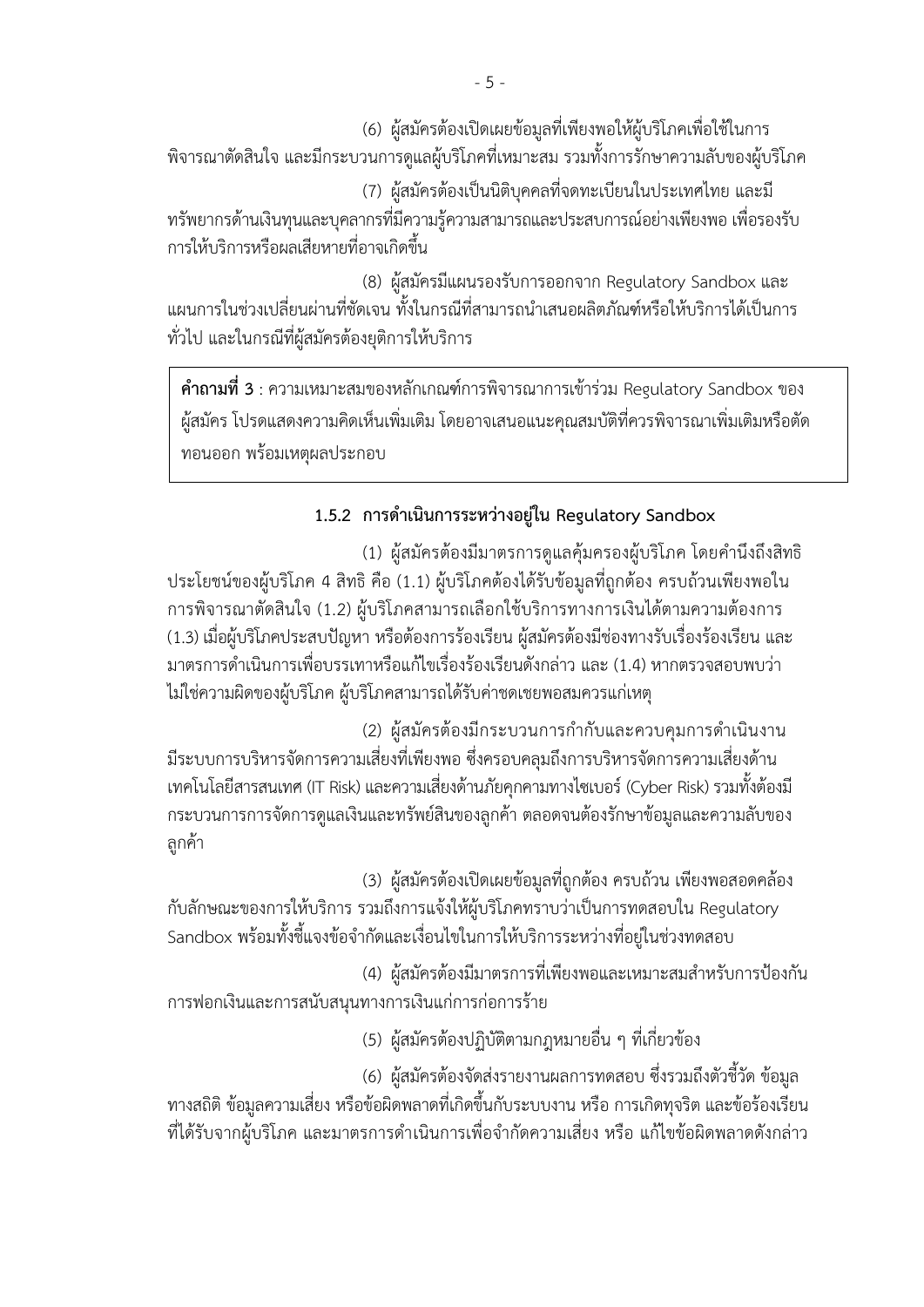(6) ผู้สมัครต้องเปิดเผยข้อมูลที่เพียงพอให้ผู้บริโภคเพื่อใช้ในการพิจารณาตัดสินใจ และมีกระบวนการดูแลผู้บริโภคที่เหมาะสม รวมทั้งการรักษาความลับของผู้บริโภค

(7) ผู้สมัครต้องเป็นนิติบุคคลที่จดทะเบียนในประเทศไทย และมีทรัพยากรด้านเงินทุนและบุคลากรที่มีความรู้ความสามารถและประสบการณ์อย่างเพียงพอ เพื่อรองรับการให้บริการหรือผลเสียหายที่อาจเกิดขึ้น

(8) ผู้สมัครมีแผนรองรับการออกจาก Regulatory Sandbox และแผนการในช่วงเปลี่ยนผ่านที่ชัดเจน ทั้งในกรณีที่สามารถนำเสนอผลิตภัณฑ์หรือให้บริการได้เป็นการทั่วไป และในกรณีที่ผู้สมัครต้องยุติการให้บริการ

> **คำถามที่ 3** : ความเหมาะสมของหลักเกณฑ์การพิจารณาการเข้าร่วม Regulatory Sandbox ของผู้สมัคร โปรดแสดงความคิดเห็นเพิ่มเติม โดยอาจเสนอแนะคุณสมบัติที่ควรพิจารณาเพิ่มเติมหรือตัดทอนออก พร้อมเหตุผลประกอบ

### 1.5.2 การดำเนินการระหว่างอยู่ใน Regulatory Sandbox

(1) ผู้สมัครต้องมีมาตรการดูแลคุ้มครองผู้บริโภค โดยคำนึงถึงสิทธิประโยชน์ของผู้บริโภค 4 สิทธิ คือ (1.1) ผู้บริโภคต้องได้รับข้อมูลที่ถูกต้อง ครบถ้วนเพียงพอในการพิจารณาตัดสินใจ (1.2) ผู้บริโภคสามารถเลือกใช้บริการทางการเงินได้ตามความต้องการ (1.3) เมื่อผู้บริโภคประสบปัญหา หรือต้องการร้องเรียน ผู้สมัครต้องมีช่องทางรับเรื่องร้องเรียน และมาตรการดำเนินการเพื่อบรรเทาหรือแก้ไขเรื่องร้องเรียนดังกล่าว และ (1.4) หากตรวจสอบพบว่าไม่ใช่ความผิดของผู้บริโภค ผู้บริโภคสามารถได้รับค่าชดเชยพอสมควรแก่เหตุ

(2) ผู้สมัครต้องมีกระบวนการกำกับและควบคุมการดำเนินงาน มีระบบการบริหารจัดการความเสี่ยงที่เพียงพอ ซึ่งครอบคลุมถึงการบริหารจัดการความเสี่ยงด้านเทคโนโลยีสารสนเทศ (IT Risk) และความเสี่ยงด้านภัยคุกคามทางไซเบอร์ (Cyber Risk) รวมทั้งต้องมีกระบวนการการจัดการดูแลเงินและทรัพย์สินของลูกค้า ตลอดจนต้องรักษาข้อมูลและความลับของลูกค้า

(3) ผู้สมัครต้องเปิดเผยข้อมูลที่ถูกต้อง ครบถ้วน เพียงพอสอดคล้องกับลักษณะของการให้บริการ รวมถึงการแจ้งให้ผู้บริโภคทราบว่าเป็นการทดสอบใน Regulatory Sandbox พร้อมทั้งชี้แจงข้อจำกัดและเงื่อนไขในการให้บริการระหว่างที่อยู่ในช่วงทดสอบ

(4) ผู้สมัครต้องมีมาตรการที่เพียงพอและเหมาะสมสำหรับการป้องกันการฟอกเงินและการสนับสนุนทางการเงินแก่การก่อการร้าย

(5) ผู้สมัครต้องปฏิบัติตามกฎหมายอื่น ๆ ที่เกี่ยวข้อง

(6) ผู้สมัครต้องจัดส่งรายงานผลการทดสอบ ซึ่งรวมถึงตัวชี้วัด ข้อมูลทางสถิติ ข้อมูลความเสี่ยง หรือข้อผิดพลาดที่เกิดขึ้นกับระบบงาน หรือ การเกิดทุจริต และข้อร้องเรียนที่ได้รับจากผู้บริโภค และมาตรการดำเนินการเพื่อจำกัดความเสี่ยง หรือ แก้ไขข้อผิดพลาดดังกล่าว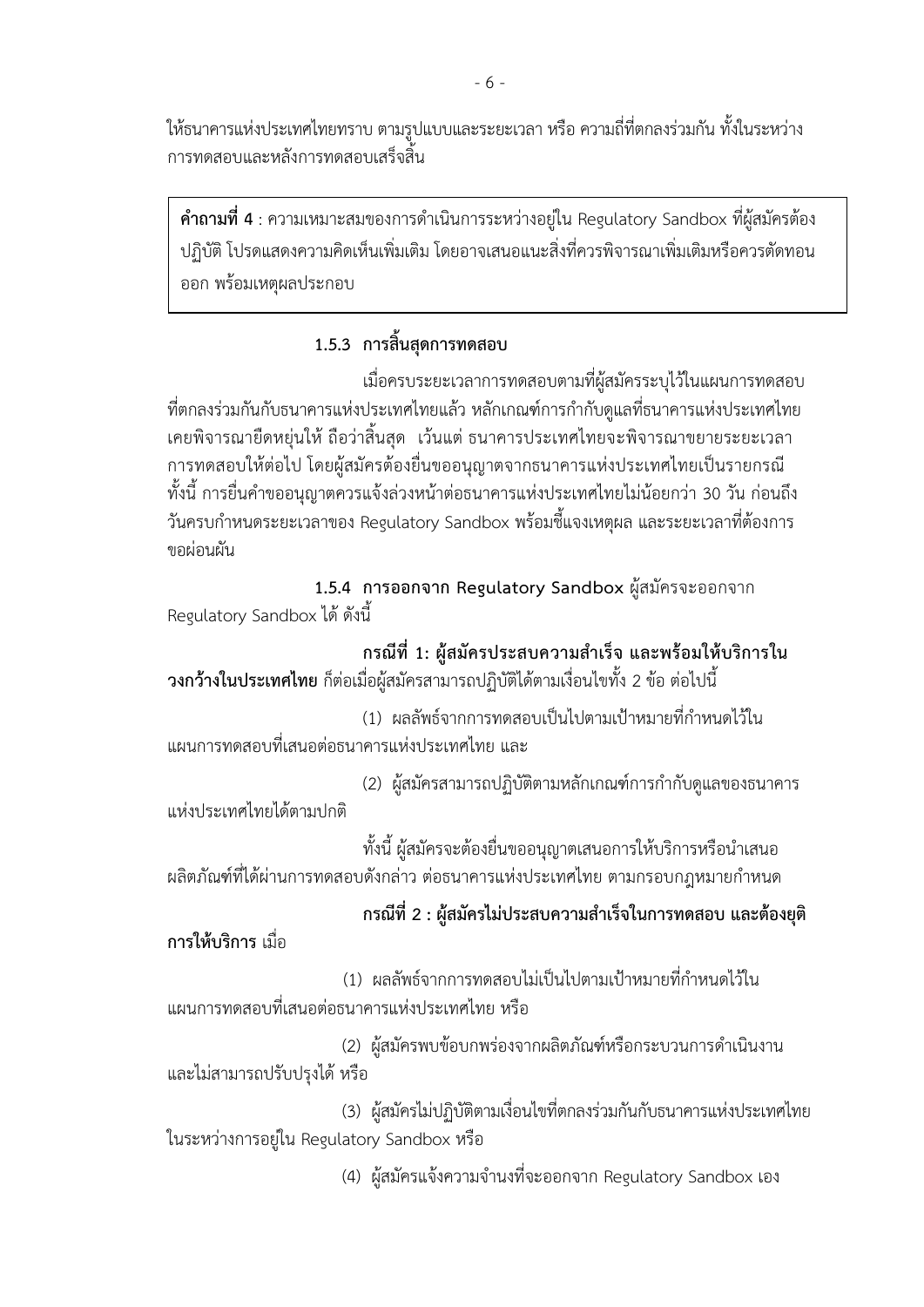ให้ธนาคารแห่งประเทศไทยทราบ ตามรูปแบบและระยะเวลา หรือ ความถี่ที่ตกลงร่วมกัน ทั้งในระหว่างการทดสอบและหลังการทดสอบเสร็จสิ้น

> **คำถามที่ 4** : ความเหมาะสมของการดำเนินการระหว่างอยู่ใน Regulatory Sandbox ที่ผู้สมัครต้องปฏิบัติ โปรดแสดงความคิดเห็นเพิ่มเติม โดยอาจเสนอแนะสิ่งที่ควรพิจารณาเพิ่มเติมหรือควรตัดทอนออก พร้อมเหตุผลประกอบ

#### 1.5.3 การสิ้นสุดการทดสอบ

เมื่อครบระยะเวลาการทดสอบตามที่ผู้สมัครระบุไว้ในแผนการทดสอบที่ตกลงร่วมกันกับธนาคารแห่งประเทศไทยแล้ว หลักเกณฑ์การกำกับดูแลที่ธนาคารแห่งประเทศไทยเคยพิจารณายืดหยุ่นให้ ถือว่าสิ้นสุด เว้นแต่ ธนาคารประเทศไทยจะพิจารณาขยายระยะเวลาการทดสอบให้ต่อไป โดยผู้สมัครต้องยื่นขออนุญาตจากธนาคารแห่งประเทศไทยเป็นรายกรณี ทั้งนี้ การยื่นคำขออนุญาตควรแจ้งล่วงหน้าต่อธนาคารแห่งประเทศไทยไม่น้อยกว่า 30 วัน ก่อนถึงวันครบกำหนดระยะเวลาของ Regulatory Sandbox พร้อมชี้แจงเหตุผล และระยะเวลาที่ต้องการขอผ่อนผัน

**1.5.4 การออกจาก Regulatory Sandbox** ผู้สมัครจะออกจาก Regulatory Sandbox ได้ ดังนี้

**กรณีที่ 1: ผู้สมัครประสบความสำเร็จ และพร้อมให้บริการในวงกว้างในประเทศไทย** ก็ต่อเมื่อผู้สมัครสามารถปฏิบัติได้ตามเงื่อนไขทั้ง 2 ข้อ ต่อไปนี้

(1) ผลลัพธ์จากการทดสอบเป็นไปตามเป้าหมายที่กำหนดไว้ในแผนการทดสอบที่เสนอต่อธนาคารแห่งประเทศไทย และ

(2) ผู้สมัครสามารถปฏิบัติตามหลักเกณฑ์การกำกับดูแลของธนาคารแห่งประเทศไทยได้ตามปกติ

ทั้งนี้ ผู้สมัครจะต้องยื่นขออนุญาตเสนอการให้บริการหรือนำเสนอผลิตภัณฑ์ที่ได้ผ่านการทดสอบดังกล่าว ต่อธนาคารแห่งประเทศไทย ตามกรอบกฎหมายกำหนด

**กรณีที่ 2 : ผู้สมัครไม่ประสบความสำเร็จในการทดสอบ และต้องยุติการให้บริการ** เมื่อ

(1) ผลลัพธ์จากการทดสอบไม่เป็นไปตามเป้าหมายที่กำหนดไว้ในแผนการทดสอบที่เสนอต่อธนาคารแห่งประเทศไทย หรือ

(2) ผู้สมัครพบข้อบกพร่องจากผลิตภัณฑ์หรือกระบวนการดำเนินงานและไม่สามารถปรับปรุงได้ หรือ

(3) ผู้สมัครไม่ปฏิบัติตามเงื่อนไขที่ตกลงร่วมกันกับธนาคารแห่งประเทศไทยในระหว่างการอยู่ใน Regulatory Sandbox หรือ

(4) ผู้สมัครแจ้งความจำนงที่จะออกจาก Regulatory Sandbox เอง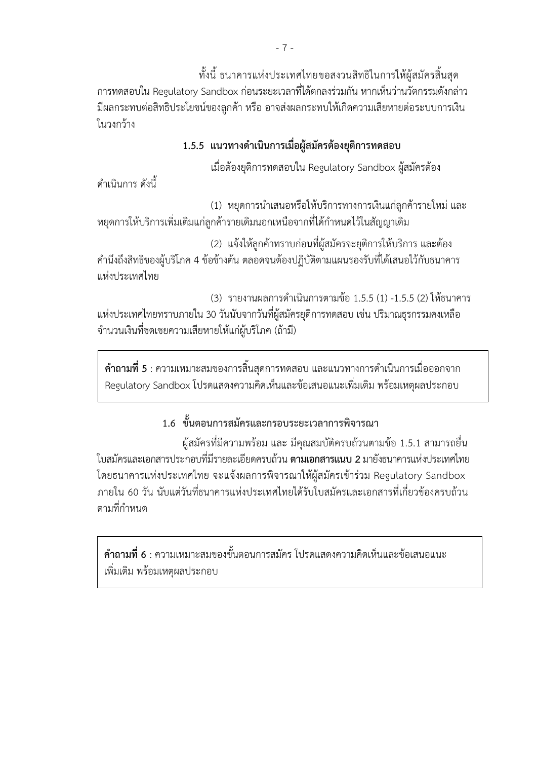ทั้งนี้ ธนาคารแห่งประเทศไทยขอสงวนสิทธิในการให้ผู้สมัครสิ้นสุดการทดสอบใน Regulatory Sandbox ก่อนระยะเวลาที่ได้ตกลงร่วมกัน หากเห็นว่านวัตกรรมดังกล่าวมีผลกระทบต่อสิทธิประโยชน์ของลูกค้า หรือ อาจส่งผลกระทบให้เกิดความเสียหายต่อระบบการเงินในวงกว้าง

### 1.5.5 แนวทางดำเนินการเมื่อผู้สมัครต้องยุติการทดสอบ

เมื่อต้องยุติการทดสอบใน Regulatory Sandbox ผู้สมัครต้องดำเนินการ ดังนี้

(1) หยุดการนำเสนอหรือให้บริการทางการเงินแก่ลูกค้ารายใหม่ และหยุดการให้บริการเพิ่มเติมแก่ลูกค้ารายเดิมนอกเหนือจากที่ได้กำหนดไว้ในสัญญาเดิม

(2) แจ้งให้ลูกค้าทราบก่อนที่ผู้สมัครจะยุติการให้บริการ และต้องคำนึงถึงสิทธิของผู้บริโภค 4 ข้อข้างต้น ตลอดจนต้องปฏิบัติตามแผนรองรับที่ได้เสนอไว้กับธนาคารแห่งประเทศไทย

(3) รายงานผลการดำเนินการตามข้อ 1.5.5 (1) -1.5.5 (2) ให้ธนาคารแห่งประเทศไทยทราบภายใน 30 วันนับจากวันที่ผู้สมัครยุติการทดสอบ เช่น ปริมาณธุรกรรมคงเหลือ จำนวนเงินที่ชดเชยความเสียหายให้แก่ผู้บริโภค (ถ้ามี)

> **คำถามที่ 5** : ความเหมาะสมของการสิ้นสุดการทดสอบ และแนวทางการดำเนินการเมื่อออกจาก Regulatory Sandbox โปรดแสดงความคิดเห็นและข้อเสนอแนะเพิ่มเติม พร้อมเหตุผลประกอบ

## 1.6 ขั้นตอนการสมัครและกรอบระยะเวลาการพิจารณา

ผู้สมัครที่มีความพร้อม และ มีคุณสมบัติครบถ้วนตามข้อ 1.5.1 สามารถยื่นใบสมัครและเอกสารประกอบที่มีรายละเอียดครบถ้วน **ตามเอกสารแนบ 2** มายังธนาคารแห่งประเทศไทย โดยธนาคารแห่งประเทศไทย จะแจ้งผลการพิจารณาให้ผู้สมัครเข้าร่วม Regulatory Sandbox ภายใน 60 วัน นับแต่วันที่ธนาคารแห่งประเทศไทยได้รับใบสมัครและเอกสารที่เกี่ยวข้องครบถ้วนตามที่กำหนด

> **คำถามที่ 6** : ความเหมาะสมของขั้นตอนการสมัคร โปรดแสดงความคิดเห็นและข้อเสนอแนะเพิ่มเติม พร้อมเหตุผลประกอบ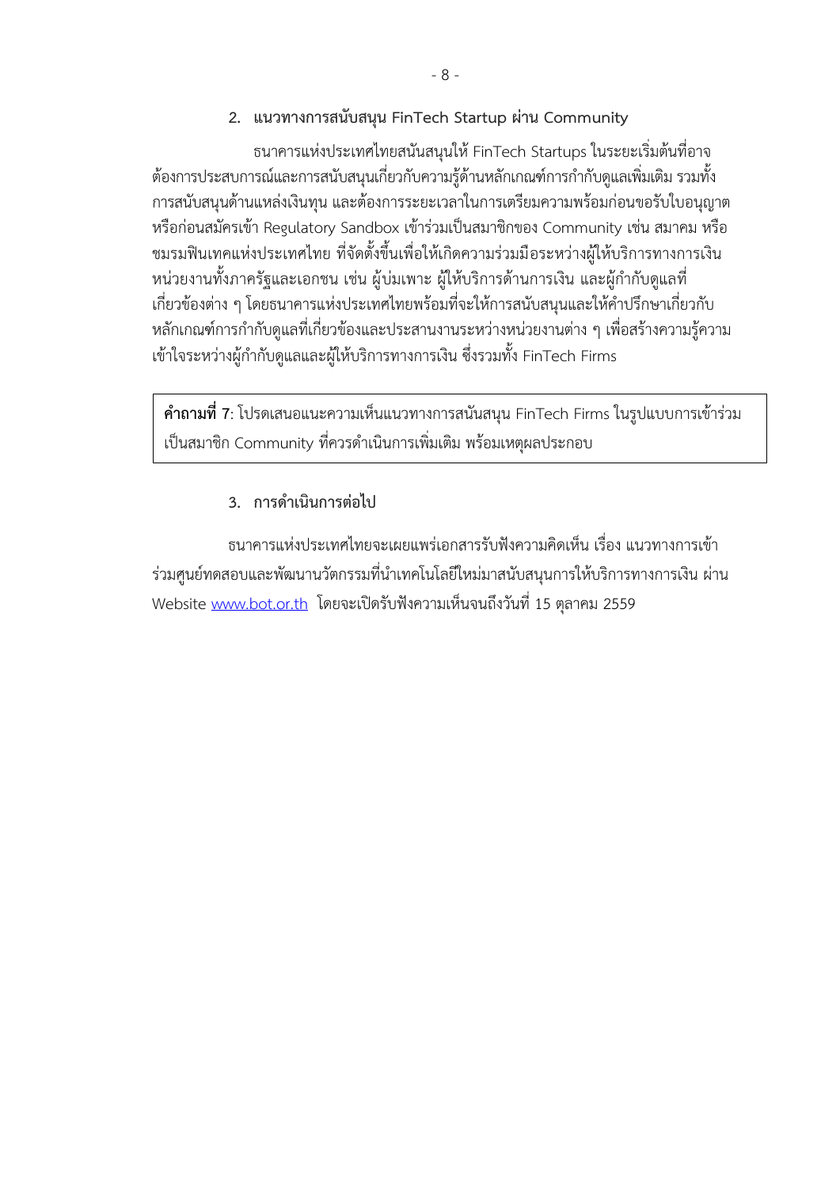## 2. แนวทางการสนับสนุน FinTech Startup ผ่าน Community

ธนาคารแห่งประเทศไทยสนันสนุนให้ FinTech Startups ในระยะเริ่มต้นที่อาจต้องการประสบการณ์และการสนับสนุนเกี่ยวกับความรู้ด้านหลักเกณฑ์การกำกับดูแลเพิ่มเติม รวมทั้งการสนับสนุนด้านแหล่งเงินทุน และต้องการระยะเวลาในการเตรียมความพร้อมก่อนขอรับใบอนุญาต หรือก่อนสมัครเข้า Regulatory Sandbox เข้าร่วมเป็นสมาชิกของ Community เช่น สมาคม หรือชมรมฟินเทคแห่งประเทศไทย ที่จัดตั้งขึ้นเพื่อให้เกิดความร่วมมือระหว่างผู้ให้บริการทางการเงิน หน่วยงานทั้งภาครัฐและเอกชน เช่น ผู้บ่มเพาะ ผู้ให้บริการด้านการเงิน และผู้กำกับดูแลที่เกี่ยวข้องต่าง ๆ โดยธนาคารแห่งประเทศไทยพร้อมที่จะให้การสนับสนุนและให้คำปรึกษาเกี่ยวกับหลักเกณฑ์การกำกับดูแลที่เกี่ยวข้องและประสานงานระหว่างหน่วยงานต่าง ๆ เพื่อสร้างความรู้ความเข้าใจระหว่างผู้กำกับดูแลและผู้ให้บริการทางการเงิน ซึ่งรวมทั้ง FinTech Firms

> **คำถามที่ 7**: โปรดเสนอแนะความเห็นแนวทางการสนันสนุน FinTech Firms ในรูปแบบการเข้าร่วมเป็นสมาชิก Community ที่ควรดำเนินการเพิ่มเติม พร้อมเหตุผลประกอบ

## 3. การดำเนินการต่อไป

ธนาคารแห่งประเทศไทยจะเผยแพร่เอกสารรับฟังความคิดเห็น เรื่อง แนวทางการเข้าร่วมศูนย์ทดสอบและพัฒนานวัตกรรมที่นำเทคโนโลยีใหม่มาสนับสนุนการให้บริการทางการเงิน ผ่าน Website [www.bot.or.th](http://www.bot.or.th) โดยจะเปิดรับฟังความเห็นจนถึงวันที่ 15 ตุลาคม 2559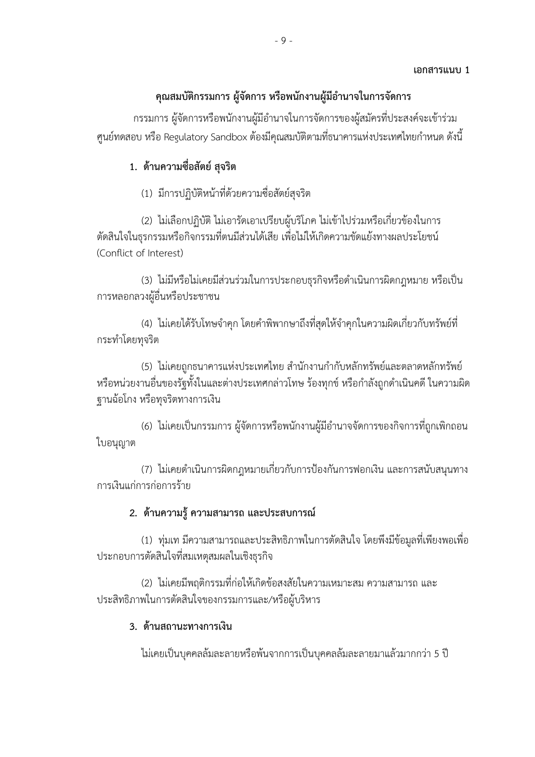**เอกสารแนบ 1**

## คุณสมบัติกรรมการ ผู้จัดการ หรือพนักงานผู้มีอำนาจในการจัดการ

กรรมการ ผู้จัดการหรือพนักงานผู้มีอำนาจในการจัดการของผู้สมัครที่ประสงค์จะเข้าร่วมศูนย์ทดสอบ หรือ Regulatory Sandbox ต้องมีคุณสมบัติตามที่ธนาคารแห่งประเทศไทยกำหนด ดังนี้

### 1. ด้านความซื่อสัตย์ สุจริต

(1) มีการปฏิบัติหน้าที่ด้วยความซื่อสัตย์สุจริต

(2) ไม่เลือกปฏิบัติ ไม่เอารัดเอาเปรียบผู้บริโภค ไม่เข้าไปร่วมหรือเกี่ยวข้องในการตัดสินใจในธุรกรรมหรือกิจกรรมที่ตนมีส่วนได้เสีย เพื่อไม่ให้เกิดความขัดแย้งทางผลประโยชน์ (Conflict of Interest)

(3) ไม่มีหรือไม่เคยมีส่วนร่วมในการประกอบธุรกิจหรือดำเนินการผิดกฎหมาย หรือเป็นการหลอกลวงผู้อื่นหรือประชาชน

(4) ไม่เคยได้รับโทษจำคุก โดยคำพิพากษาถึงที่สุดให้จำคุกในความผิดเกี่ยวกับทรัพย์ที่กระทำโดยทุจริต

(5) ไม่เคยถูกธนาคารแห่งประเทศไทย สำนักงานกำกับหลักทรัพย์และตลาดหลักทรัพย์ หรือหน่วยงานอื่นของรัฐทั้งในและต่างประเทศกล่าวโทษ ร้องทุกข์ หรือกำลังถูกดำเนินคดี ในความผิดฐานฉ้อโกง หรือทุจริตทางการเงิน

(6) ไม่เคยเป็นกรรมการ ผู้จัดการหรือพนักงานผู้มีอำนาจจัดการของกิจการที่ถูกเพิกถอนใบอนุญาต

(7) ไม่เคยดำเนินการผิดกฎหมายเกี่ยวกับการป้องกันการฟอกเงิน และการสนับสนุนทางการเงินแก่การก่อการร้าย

### 2. ด้านความรู้ ความสามารถ และประสบการณ์

(1) ทุ่มเท มีความสามารถและประสิทธิภาพในการตัดสินใจ โดยพึงมีข้อมูลที่เพียงพอเพื่อประกอบการตัดสินใจที่สมเหตุสมผลในเชิงธุรกิจ

(2) ไม่เคยมีพฤติกรรมที่ก่อให้เกิดข้อสงสัยในความเหมาะสม ความสามารถ และประสิทธิภาพในการตัดสินใจของกรรมการและ/หรือผู้บริหาร

### 3. ด้านสถานะทางการเงิน

ไม่เคยเป็นบุคคลล้มละลายหรือพ้นจากการเป็นบุคคลล้มละลายมาแล้วมากกว่า 5 ปี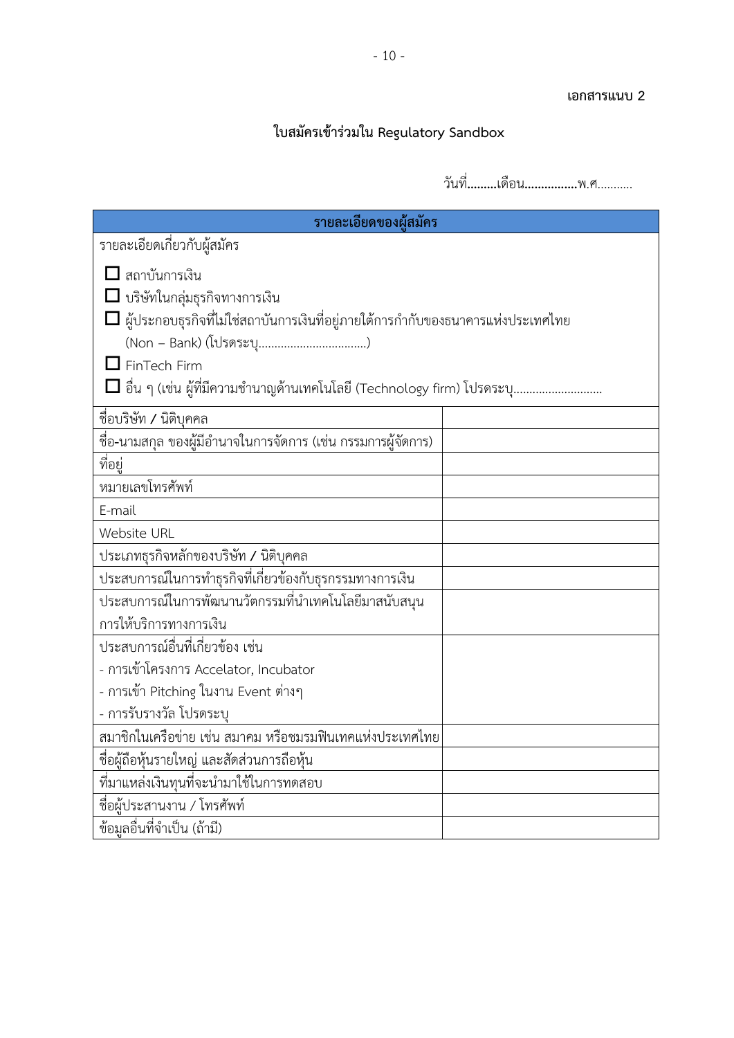**เอกสารแนบ 2**

## ใบสมัครเข้าร่วมใน Regulatory Sandbox

วันที่.........เดือน................พ.ศ...........

| รายละเอียดของผู้สมัคร | |
|---|---|
| รายละเอียดเกี่ยวกับผู้สมัคร<br>☐ สถาบันการเงิน<br>☐ บริษัทในกลุ่มธุรกิจทางการเงิน<br>☐ ผู้ประกอบธุรกิจที่ไม่ใช่สถาบันการเงินที่อยู่ภายใต้การกำกับของธนาคารแห่งประเทศไทย (Non – Bank) (โปรดระบุ.................................)<br>☐ FinTech Firm<br>☐ อื่น ๆ (เช่น ผู้ที่มีความชำนาญด้านเทคโนโลยี (Technology firm) โปรดระบุ........................... | |
| ชื่อบริษัท / นิติบุคคล | |
| ชื่อ-นามสกุล ของผู้มีอำนาจในการจัดการ (เช่น กรรมการผู้จัดการ) | |
| ที่อยู่ | |
| หมายเลขโทรศัพท์ | |
| E-mail | |
| Website URL | |
| ประเภทธุรกิจหลักของบริษัท / นิติบุคคล | |
| ประสบการณ์ในการทำธุรกิจที่เกี่ยวข้องกับธุรกรรมทางการเงิน | |
| ประสบการณ์ในการพัฒนานวัตกรรมที่นำเทคโนโลยีมาสนับสนุนการให้บริการทางการเงิน | |
| ประสบการณ์อื่นที่เกี่ยวข้อง เช่น<br>- การเข้าโครงการ Accelator, Incubator<br>- การเข้า Pitching ในงาน Event ต่างๆ<br>- การรับรางวัล โปรดระบุ | |
| สมาชิกในเครือข่าย เช่น สมาคม หรือชมรมฟินเทคแห่งประเทศไทย | |
| ชื่อผู้ถือหุ้นรายใหญ่ และสัดส่วนการถือหุ้น | |
| ที่มาแหล่งเงินทุนที่จะนำมาใช้ในการทดสอบ | |
| ชื่อผู้ประสานงาน / โทรศัพท์ | |
| ข้อมูลอื่นที่จำเป็น (ถ้ามี) | |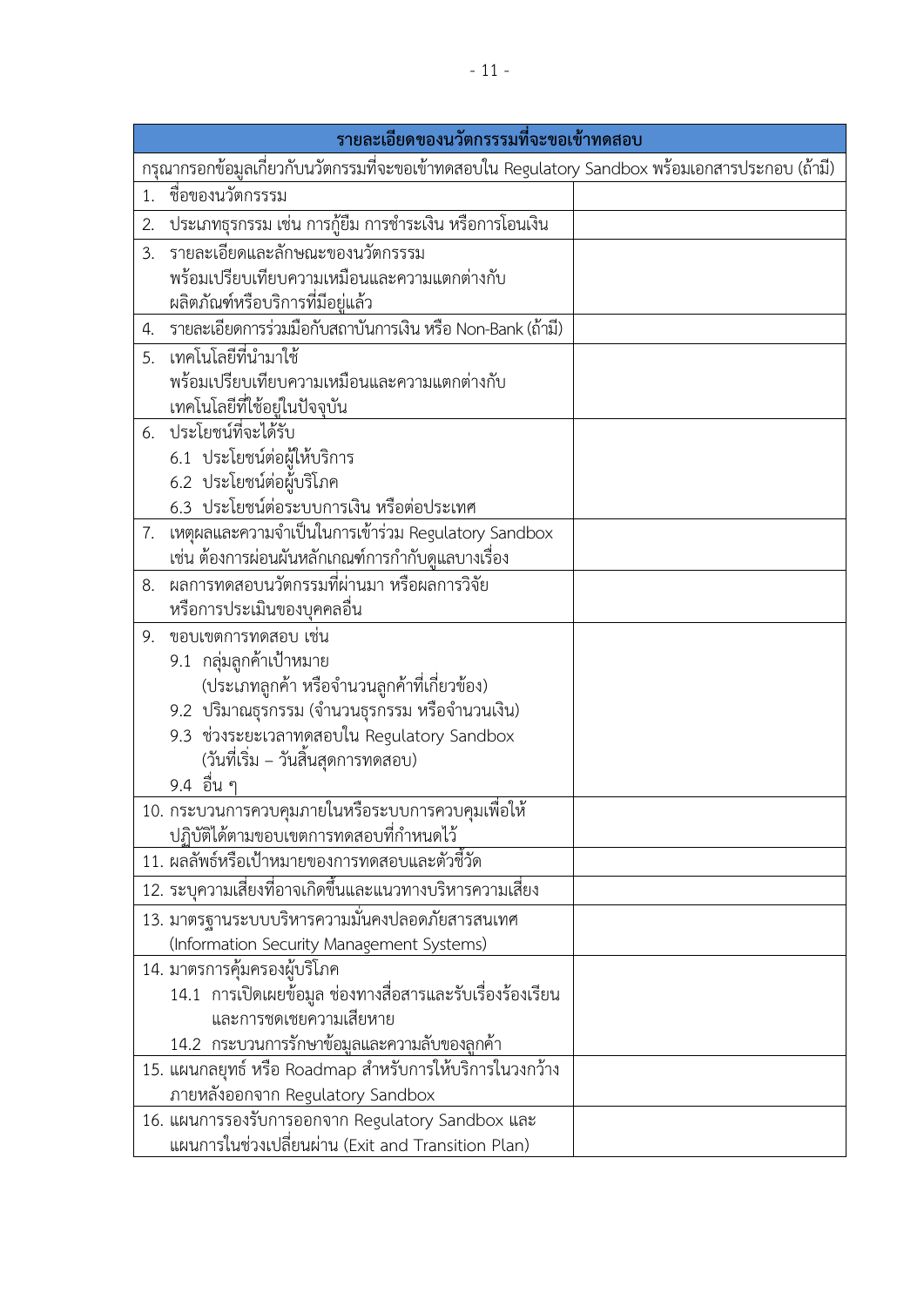| รายละเอียดของนวัตกรรมที่จะขอเข้าทดสอบ | |
|---|---|
| กรุณากรอกข้อมูลเกี่ยวกับนวัตกรรมที่จะขอเข้าทดสอบใน Regulatory Sandbox พร้อมเอกสารประกอบ (ถ้ามี) | |
| 1. ชื่อของนวัตกรรม | |
| 2. ประเภทธุรกรรม เช่น การกู้ยืม การชำระเงิน หรือการโอนเงิน | |
| 3. รายละเอียดและลักษณะของนวัตกรรม พร้อมเปรียบเทียบความเหมือนและความแตกต่างกับผลิตภัณฑ์หรือบริการที่มีอยู่แล้ว | |
| 4. รายละเอียดการร่วมมือกับสถาบันการเงิน หรือ Non-Bank (ถ้ามี) | |
| 5. เทคโนโลยีที่นำมาใช้ พร้อมเปรียบเทียบความเหมือนและความแตกต่างกับเทคโนโลยีที่ใช้อยู่ในปัจจุบัน | |
| 6. ประโยชน์ที่จะได้รับ<br>6.1 ประโยชน์ต่อผู้ให้บริการ<br>6.2 ประโยชน์ต่อผู้บริโภค<br>6.3 ประโยชน์ต่อระบบการเงิน หรือต่อประเทศ | |
| 7. เหตุผลและความจำเป็นในการเข้าร่วม Regulatory Sandbox เช่น ต้องการผ่อนผันหลักเกณฑ์การกำกับดูแลบางเรื่อง | |
| 8. ผลการทดสอบนวัตกรรมที่ผ่านมา หรือผลการวิจัย หรือการประเมินของบุคคลอื่น | |
| 9. ขอบเขตการทดสอบ เช่น<br>9.1 กลุ่มลูกค้าเป้าหมาย (ประเภทลูกค้า หรือจำนวนลูกค้าที่เกี่ยวข้อง)<br>9.2 ปริมาณธุรกรรม (จำนวนธุรกรรม หรือจำนวนเงิน)<br>9.3 ช่วงระยะเวลาทดสอบใน Regulatory Sandbox (วันที่เริ่ม – วันสิ้นสุดการทดสอบ)<br>9.4 อื่น ๆ | |
| 10. กระบวนการควบคุมภายในหรือระบบการควบคุมเพื่อให้ปฏิบัติได้ตามขอบเขตการทดสอบที่กำหนดไว้ | |
| 11. ผลลัพธ์หรือเป้าหมายของการทดสอบและตัวชี้วัด | |
| 12. ระบุความเสี่ยงที่อาจเกิดขึ้นและแนวทางบริหารความเสี่ยง | |
| 13. มาตรฐานระบบบริหารความมั่นคงปลอดภัยสารสนเทศ (Information Security Management Systems) | |
| 14. มาตรการคุ้มครองผู้บริโภค<br>14.1 การเปิดเผยข้อมูล ช่องทางสื่อสารและรับเรื่องร้องเรียน และการชดเชยความเสียหาย<br>14.2 กระบวนการรักษาข้อมูลและความลับของลูกค้า | |
| 15. แผนกลยุทธ์ หรือ Roadmap สำหรับการให้บริการในวงกว้างภายหลังออกจาก Regulatory Sandbox | |
| 16. แผนการรองรับการออกจาก Regulatory Sandbox และแผนการในช่วงเปลี่ยนผ่าน (Exit and Transition Plan) | |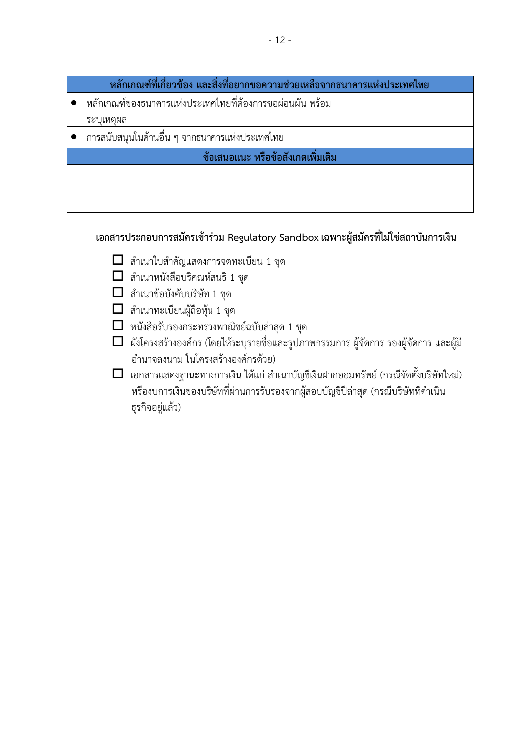| หลักเกณฑ์ที่เกี่ยวข้อง และสิ่งที่อยากขอความช่วยเหลือจากธนาคารแห่งประเทศไทย | |
|---|---|
| • หลักเกณฑ์ของธนาคารแห่งประเทศไทยที่ต้องการขอผ่อนผัน พร้อมระบุเหตุผล | |
| • การสนับสนุนในด้านอื่น ๆ จากธนาคารแห่งประเทศไทย | |
| **ข้อเสนอแนะ หรือข้อสังเกตเพิ่มเติม** | |
| | |

**เอกสารประกอบการสมัครเข้าร่วม Regulatory Sandbox เฉพาะผู้สมัครที่ไม่ใช่สถาบันการเงิน**

- ☐ สำเนาใบสำคัญแสดงการจดทะเบียน 1 ชุด
- ☐ สำเนาหนังสือบริคณห์สนธิ 1 ชุด
- ☐ สำเนาข้อบังคับบริษัท 1 ชุด
- ☐ สำเนาทะเบียนผู้ถือหุ้น 1 ชุด
- ☐ หนังสือรับรองกระทรวงพาณิชย์ฉบับล่าสุด 1 ชุด
- ☐ ผังโครงสร้างองค์กร (โดยให้ระบุรายชื่อและรูปภาพกรรมการ ผู้จัดการ รองผู้จัดการ และผู้มีอำนาจลงนาม ในโครงสร้างองค์กรด้วย)
- ☐ เอกสารแสดงฐานะทางการเงิน ได้แก่ สำเนาบัญชีเงินฝากออมทรัพย์ (กรณีจัดตั้งบริษัทใหม่) หรืองบการเงินของบริษัทที่ผ่านการรับรองจากผู้สอบบัญชีปีล่าสุด (กรณีบริษัทที่ดำเนินธุรกิจอยู่แล้ว)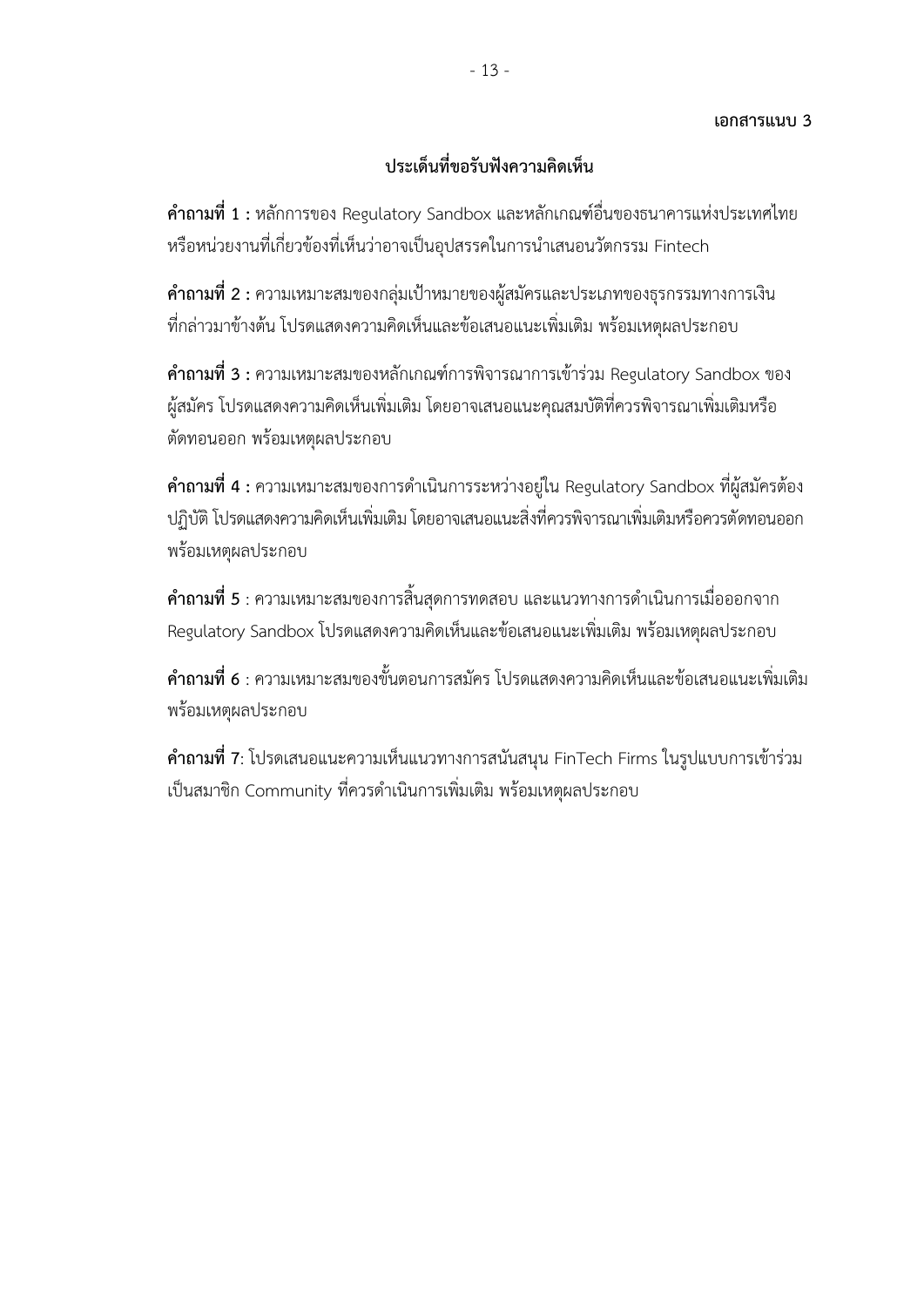**เอกสารแนบ 3**

## ประเด็นที่ขอรับฟังความคิดเห็น

**คำถามที่ 1 :** หลักการของ Regulatory Sandbox และหลักเกณฑ์อื่นของธนาคารแห่งประเทศไทย หรือหน่วยงานที่เกี่ยวข้องที่เห็นว่าอาจเป็นอุปสรรคในการนำเสนอนวัตกรรม Fintech

**คำถามที่ 2 :** ความเหมาะสมของกลุ่มเป้าหมายของผู้สมัครและประเภทของธุรกรรมทางการเงินที่กล่าวมาข้างต้น โปรดแสดงความคิดเห็นและข้อเสนอแนะเพิ่มเติม พร้อมเหตุผลประกอบ

**คำถามที่ 3 :** ความเหมาะสมของหลักเกณฑ์การพิจารณาการเข้าร่วม Regulatory Sandbox ของผู้สมัคร โปรดแสดงความคิดเห็นเพิ่มเติม โดยอาจเสนอแนะคุณสมบัติที่ควรพิจารณาเพิ่มเติมหรือตัดทอนออก พร้อมเหตุผลประกอบ

**คำถามที่ 4 :** ความเหมาะสมของการดำเนินการระหว่างอยู่ใน Regulatory Sandbox ที่ผู้สมัครต้องปฏิบัติ โปรดแสดงความคิดเห็นเพิ่มเติม โดยอาจเสนอแนะสิ่งที่ควรพิจารณาเพิ่มเติมหรือควรตัดทอนออก พร้อมเหตุผลประกอบ

**คำถามที่ 5** : ความเหมาะสมของการสิ้นสุดการทดสอบ และแนวทางการดำเนินการเมื่อออกจาก Regulatory Sandbox โปรดแสดงความคิดเห็นและข้อเสนอแนะเพิ่มเติม พร้อมเหตุผลประกอบ

**คำถามที่ 6** : ความเหมาะสมของขั้นตอนการสมัคร โปรดแสดงความคิดเห็นและข้อเสนอแนะเพิ่มเติม พร้อมเหตุผลประกอบ

**คำถามที่ 7**: โปรดเสนอแนะความเห็นแนวทางการสนับสนุน FinTech Firms ในรูปแบบการเข้าร่วมเป็นสมาชิก Community ที่ควรดำเนินการเพิ่มเติม พร้อมเหตุผลประกอบ